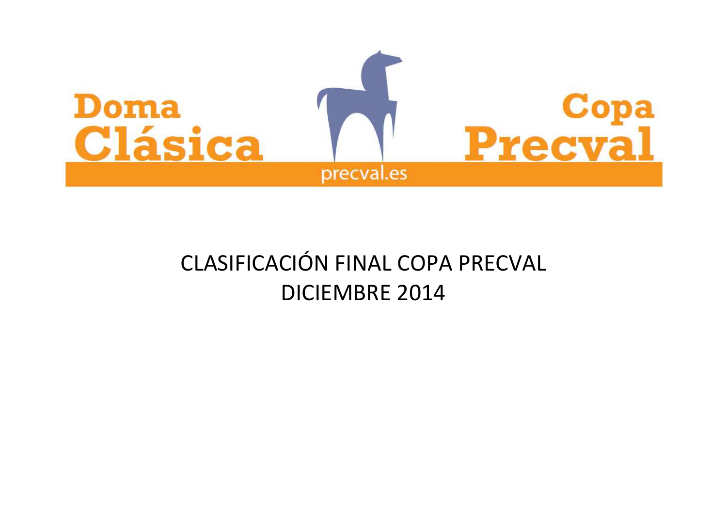Doma Clásica

Copa Precval

precval.es

# CLASIFICACIÓN FINAL COPA PRECVAL
# DICIEMBRE 2014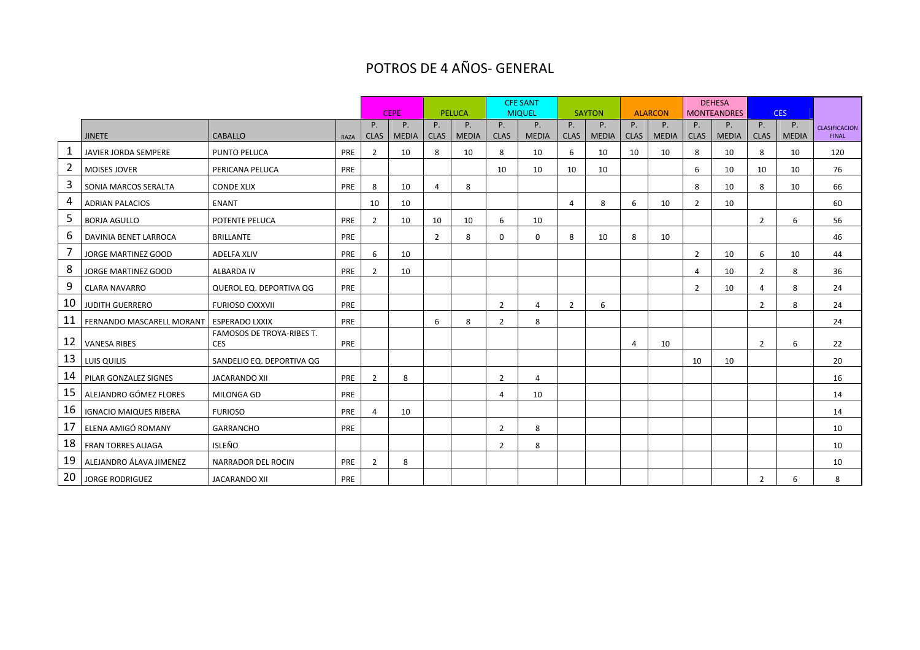# POTROS DE 4 AÑOS- GENERAL

| | | | | CEPE | | PELUCA | | CFE SANT MIQUEL | | SAYTON | | ALARCON | | DEHESA MONTEANDRES | | CES | | |
|---|---|---|---|---|---|---|---|---|---|---|---|---|---|---|---|---|---|---|
| | JINETE | CABALLO | RAZA | P. CLAS | P. MEDIA | P. CLAS | P. MEDIA | P. CLAS | P. MEDIA | P. CLAS | P. MEDIA | P. CLAS | P. MEDIA | P. CLAS | P. MEDIA | P. CLAS | P. MEDIA | CLASIFICACION FINAL |
| 1 | JAVIER JORDA SEMPERE | PUNTO PELUCA | PRE | 2 | 10 | 8 | 10 | 8 | 10 | 6 | 10 | 10 | 10 | 8 | 10 | 8 | 10 | 120 |
| 2 | MOISES JOVER | PERICANA PELUCA | PRE | | | | | 10 | 10 | 10 | 10 | | | 6 | 10 | 10 | 10 | 76 |
| 3 | SONIA MARCOS SERALTA | CONDE XLIX | PRE | 8 | 10 | 4 | 8 | | | | | | | 8 | 10 | 8 | 10 | 66 |
| 4 | ADRIAN PALACIOS | ENANT | | 10 | 10 | | | | | 4 | 8 | 6 | 10 | 2 | 10 | | | 60 |
| 5 | BORJA AGULLO | POTENTE PELUCA | PRE | 2 | 10 | 10 | 10 | 6 | 10 | | | | | | | 2 | 6 | 56 |
| 6 | DAVINIA BENET LARROCA | BRILLANTE | PRE | | | 2 | 8 | 0 | 0 | 8 | 10 | 8 | 10 | | | | | 46 |
| 7 | JORGE MARTINEZ GOOD | ADELFA XLIV | PRE | 6 | 10 | | | | | | | | | 2 | 10 | 6 | 10 | 44 |
| 8 | JORGE MARTINEZ GOOD | ALBARDA IV | PRE | 2 | 10 | | | | | | | | | 4 | 10 | 2 | 8 | 36 |
| 9 | CLARA NAVARRO | QUEROL EQ. DEPORTIVA QG | PRE | | | | | | | | | | | 2 | 10 | 4 | 8 | 24 |
| 10 | JUDITH GUERRERO | FURIOSO CXXXVII | PRE | | | | | 2 | 4 | 2 | 6 | | | | | 2 | 8 | 24 |
| 11 | FERNANDO MASCARELL MORANT | ESPERADO LXXIX | PRE | | | 6 | 8 | 2 | 8 | | | | | | | | | 24 |
| 12 | VANESA RIBES | FAMOSOS DE TROYA-RIBES T. CES | PRE | | | | | | | | | 4 | 10 | | | 2 | 6 | 22 |
| 13 | LUIS QUILIS | SANDELIO EQ. DEPORTIVA QG | | | | | | | | | | | | 10 | 10 | | | 20 |
| 14 | PILAR GONZALEZ SIGNES | JACARANDO XII | PRE | 2 | 8 | | | 2 | 4 | | | | | | | | | 16 |
| 15 | ALEJANDRO GÓMEZ FLORES | MILONGA GD | PRE | | | | | 4 | 10 | | | | | | | | | 14 |
| 16 | IGNACIO MAIQUES RIBERA | FURIOSO | PRE | 4 | 10 | | | | | | | | | | | | | 14 |
| 17 | ELENA AMIGÓ ROMANY | GARRANCHO | PRE | | | | | 2 | 8 | | | | | | | | | 10 |
| 18 | FRAN TORRES ALIAGA | ISLEÑO | | | | | | 2 | 8 | | | | | | | | | 10 |
| 19 | ALEJANDRO ÁLAVA JIMENEZ | NARRADOR DEL ROCIN | PRE | 2 | 8 | | | | | | | | | | | | | 10 |
| 20 | JORGE RODRIGUEZ | JACARANDO XII | PRE | | | | | | | | | | | | | 2 | 6 | 8 |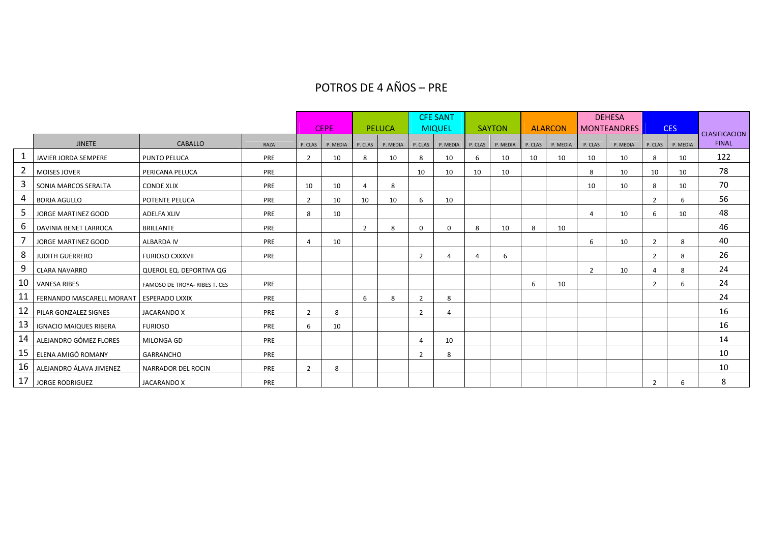# POTROS DE 4 AÑOS – PRE

| | | | | CEPE | | PELUCA | | CFE SANT MIQUEL | | SAYTON | | ALARCON | | DEHESA MONTEANDRES | | CES | | CLASIFICACION FINAL |
|---|---|---|---|---|---|---|---|---|---|---|---|---|---|---|---|---|---|---|
| | JINETE | CABALLO | RAZA | P. CLAS | P. MEDIA | P. CLAS | P. MEDIA | P. CLAS | P. MEDIA | P. CLAS | P. MEDIA | P. CLAS | P. MEDIA | P. CLAS | P. MEDIA | P. CLAS | P. MEDIA | |
| 1 | JAVIER JORDA SEMPERE | PUNTO PELUCA | PRE | 2 | 10 | 8 | 10 | 8 | 10 | 6 | 10 | 10 | 10 | 10 | 10 | 8 | 10 | 122 |
| 2 | MOISES JOVER | PERICANA PELUCA | PRE | | | | | 10 | 10 | 10 | 10 | | | 8 | 10 | 10 | 10 | 78 |
| 3 | SONIA MARCOS SERALTA | CONDE XLIX | PRE | 10 | 10 | 4 | 8 | | | | | | | 10 | 10 | 8 | 10 | 70 |
| 4 | BORJA AGULLO | POTENTE PELUCA | PRE | 2 | 10 | 10 | 10 | 6 | 10 | | | | | | | 2 | 6 | 56 |
| 5 | JORGE MARTINEZ GOOD | ADELFA XLIV | PRE | 8 | 10 | | | | | | | | | 4 | 10 | 6 | 10 | 48 |
| 6 | DAVINIA BENET LARROCA | BRILLANTE | PRE | | | 2 | 8 | 0 | 0 | 8 | 10 | 8 | 10 | | | | | 46 |
| 7 | JORGE MARTINEZ GOOD | ALBARDA IV | PRE | 4 | 10 | | | | | | | | | 6 | 10 | 2 | 8 | 40 |
| 8 | JUDITH GUERRERO | FURIOSO CXXXVII | PRE | | | | | 2 | 4 | 4 | 6 | | | | | 2 | 8 | 26 |
| 9 | CLARA NAVARRO | QUEROL EQ. DEPORTIVA QG | | | | | | | | | | | | 2 | 10 | 4 | 8 | 24 |
| 10 | VANESA RIBES | FAMOSO DE TROYA- RIBES T. CES | PRE | | | | | | | | | 6 | 10 | | | 2 | 6 | 24 |
| 11 | FERNANDO MASCARELL MORANT | ESPERADO LXXIX | PRE | | | 6 | 8 | 2 | 8 | | | | | | | | | 24 |
| 12 | PILAR GONZALEZ SIGNES | JACARANDO X | PRE | 2 | 8 | | | 2 | 4 | | | | | | | | | 16 |
| 13 | IGNACIO MAIQUES RIBERA | FURIOSO | PRE | 6 | 10 | | | | | | | | | | | | | 16 |
| 14 | ALEJANDRO GÓMEZ FLORES | MILONGA GD | PRE | | | | | 4 | 10 | | | | | | | | | 14 |
| 15 | ELENA AMIGÓ ROMANY | GARRANCHO | PRE | | | | | 2 | 8 | | | | | | | | | 10 |
| 16 | ALEJANDRO ÁLAVA JIMENEZ | NARRADOR DEL ROCIN | PRE | 2 | 8 | | | | | | | | | | | | | 10 |
| 17 | JORGE RODRIGUEZ | JACARANDO X | PRE | | | | | | | | | | | | | 2 | 6 | 8 |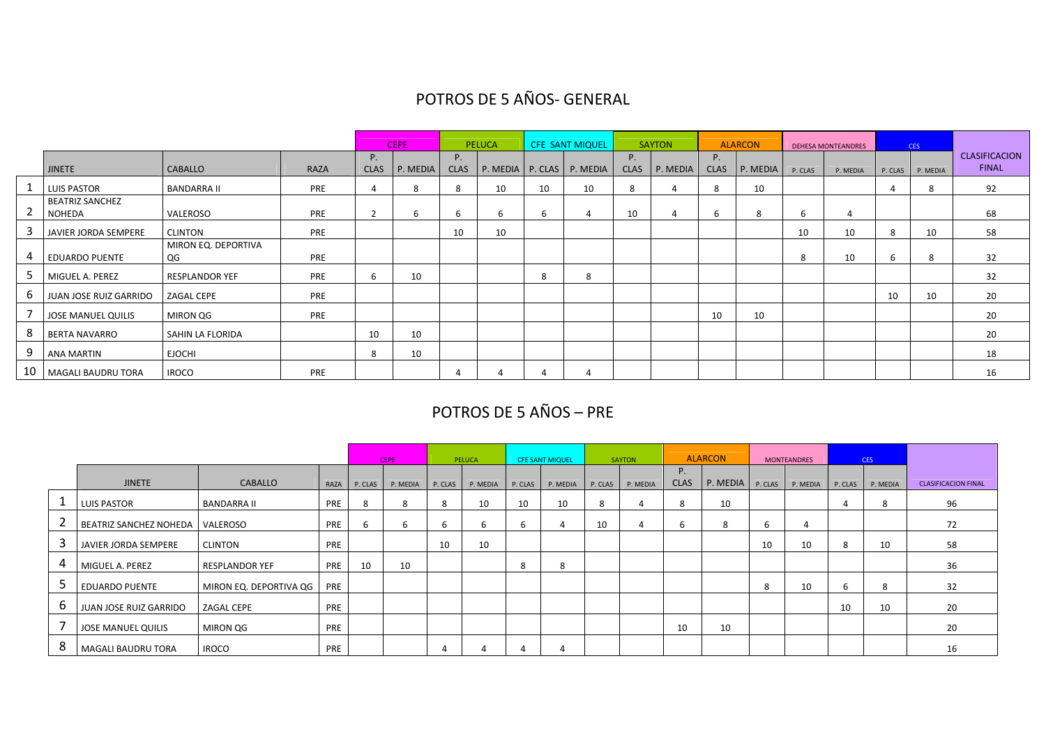# POTROS DE 5 AÑOS- GENERAL

| | | | | CEPE | | PELUCA | | CFE SANT MIQUEL | | SAYTON | | ALARCON | | DEHESA MONTEANDRES | | CES | | |
|---|---|---|---|---|---|---|---|---|---|---|---|---|---|---|---|---|---|---|
| | JINETE | CABALLO | RAZA | P. CLAS | P. MEDIA | P. CLAS | P. MEDIA | P. CLAS | P. MEDIA | P. CLAS | P. MEDIA | P. CLAS | P. MEDIA | P. CLAS | P. MEDIA | P. CLAS | P. MEDIA | CLASIFICACION FINAL |
| 1 | LUIS PASTOR | BANDARRA II | PRE | 4 | 8 | 8 | 10 | 10 | 10 | 8 | 4 | 8 | 10 | | | 4 | 8 | 92 |
| 2 | BEATRIZ SANCHEZ NOHEDA | VALEROSO | PRE | 2 | 6 | 6 | 6 | 6 | 4 | 10 | 4 | 6 | 8 | 6 | 4 | | | 68 |
| 3 | JAVIER JORDA SEMPERE | CLINTON | PRE | | | 10 | 10 | | | | | | | 10 | 10 | 8 | 10 | 58 |
| 4 | EDUARDO PUENTE | MIRON EQ. DEPORTIVA QG | PRE | | | | | | | | | | | 8 | 10 | 6 | 8 | 32 |
| 5 | MIGUEL A. PEREZ | RESPLANDOR YEF | PRE | 6 | 10 | | | 8 | 8 | | | | | | | | | 32 |
| 6 | JUAN JOSE RUIZ GARRIDO | ZAGAL CEPE | PRE | | | | | | | | | | | | | 10 | 10 | 20 |
| 7 | JOSE MANUEL QUILIS | MIRON QG | PRE | | | | | | | | | 10 | 10 | | | | | 20 |
| 8 | BERTA NAVARRO | SAHIN LA FLORIDA | | 10 | 10 | | | | | | | | | | | | | 20 |
| 9 | ANA MARTIN | EJOCHI | | 8 | 10 | | | | | | | | | | | | | 18 |
| 10 | MAGALI BAUDRU TORA | IROCO | PRE | | | 4 | 4 | 4 | 4 | | | | | | | | | 16 |

# POTROS DE 5 AÑOS – PRE

| | | | | CEPE | | PELUCA | | CFE SANT MIQUEL | | SAYTON | | ALARCON | | MONTEANDRES | | CES | | |
|---|---|---|---|---|---|---|---|---|---|---|---|---|---|---|---|---|---|---|
| | JINETE | CABALLO | RAZA | P. CLAS | P. MEDIA | P. CLAS | P. MEDIA | P. CLAS | P. MEDIA | P. CLAS | P. MEDIA | P. CLAS | P. MEDIA | P. CLAS | P. MEDIA | P. CLAS | P. MEDIA | CLASIFICACION FINAL |
| 1 | LUIS PASTOR | BANDARRA II | PRE | 8 | 8 | 8 | 10 | 10 | 10 | 8 | 4 | 8 | 10 | | | 4 | 8 | 96 |
| 2 | BEATRIZ SANCHEZ NOHEDA | VALEROSO | PRE | 6 | 6 | 6 | 6 | 6 | 4 | 10 | 4 | 6 | 8 | 6 | 4 | | | 72 |
| 3 | JAVIER JORDA SEMPERE | CLINTON | PRE | | | 10 | 10 | | | | | | | 10 | 10 | 8 | 10 | 58 |
| 4 | MIGUEL A. PEREZ | RESPLANDOR YEF | PRE | 10 | 10 | | | 8 | 8 | | | | | | | | | 36 |
| 5 | EDUARDO PUENTE | MIRON EQ. DEPORTIVA QG | PRE | | | | | | | | | | | 8 | 10 | 6 | 8 | 32 |
| 6 | JUAN JOSE RUIZ GARRIDO | ZAGAL CEPE | PRE | | | | | | | | | | | | | 10 | 10 | 20 |
| 7 | JOSE MANUEL QUILIS | MIRON QG | PRE | | | | | | | | | 10 | 10 | | | | | 20 |
| 8 | MAGALI BAUDRU TORA | IROCO | PRE | | | 4 | 4 | 4 | 4 | | | | | | | | | 16 |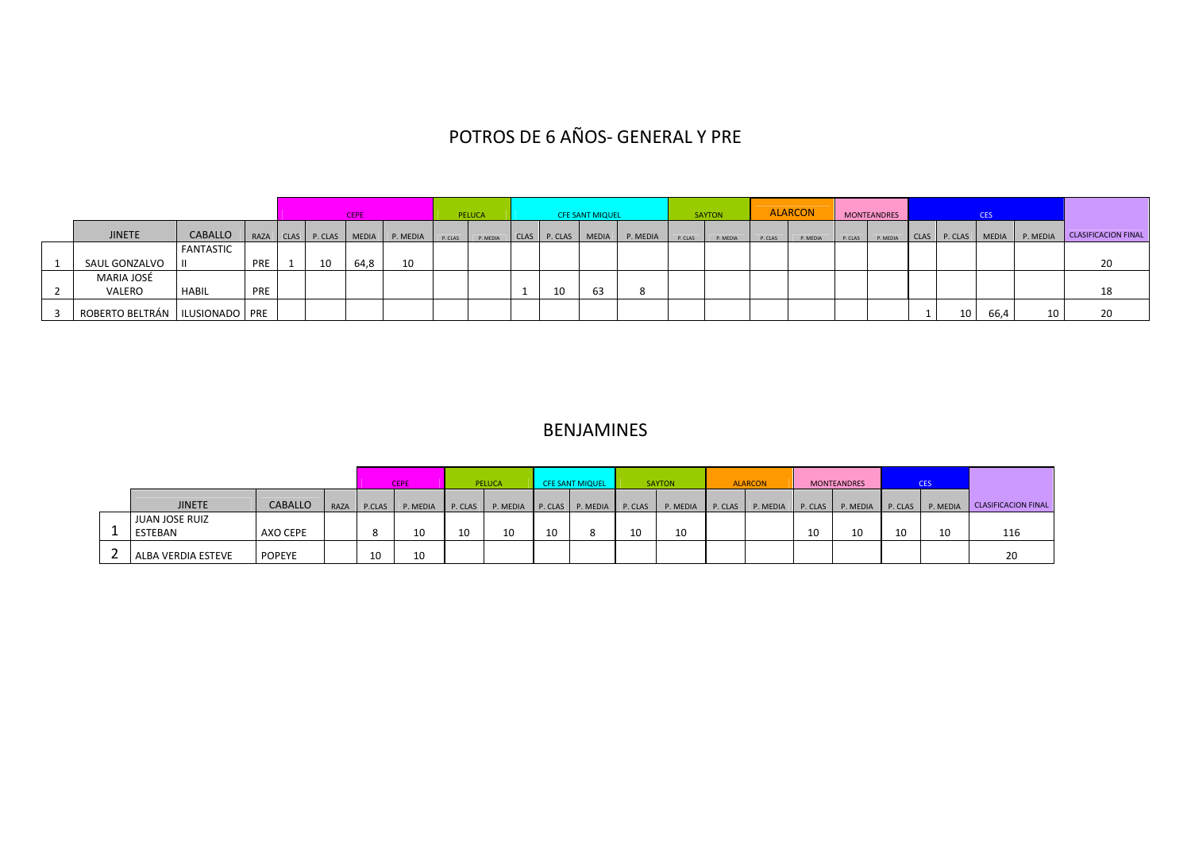# POTROS DE 6 AÑOS- GENERAL Y PRE

| | | | | CEPE | | | | PELUCA | | CFE SANT MIQUEL | | | | SAYTON | | ALARCON | | MONTEANDRES | | CES | | | | |
|---|---|---|---|---|---|---|---|---|---|---|---|---|---|---|---|---|---|---|---|---|---|---|---|---|
| | JINETE | CABALLO | RAZA | CLAS | P. CLAS | MEDIA | P. MEDIA | P. CLAS | P. MEDIA | CLAS | P. CLAS | MEDIA | P. MEDIA | P. CLAS | P. MEDIA | P. CLAS | P. MEDIA | P. CLAS | P. MEDIA | CLAS | P. CLAS | MEDIA | P. MEDIA | CLASIFICACION FINAL |
| 1 | SAUL GONZALVO | FANTASTIC II | PRE | 1 | 10 | 64,8 | 10 | | | | | | | | | | | | | | | | | 20 |
| 2 | MARIA JOSÉ VALERO | HABIL | PRE | | | | | | | 1 | 10 | 63 | 8 | | | | | | | | | | | 18 |
| 3 | ROBERTO BELTRÁN | ILUSIONADO | PRE | | | | | | | | | | | | | | | | | 1 | 10 | 66,4 | 10 | 20 |

# BENJAMINES

| | | | | CEPE | | PELUCA | | CFE SANT MIQUEL | | SAYTON | | ALARCON | | MONTEANDRES | | CES | | |
|---|---|---|---|---|---|---|---|---|---|---|---|---|---|---|---|---|---|---|
| | JINETE | CABALLO | RAZA | P.CLAS | P. MEDIA | P. CLAS | P. MEDIA | P. CLAS | P. MEDIA | P. CLAS | P. MEDIA | P. CLAS | P. MEDIA | P. CLAS | P. MEDIA | P. CLAS | P. MEDIA | CLASIFICACION FINAL |
| 1 | JUAN JOSE RUIZ ESTEBAN | AXO CEPE | | 8 | 10 | 10 | 10 | 10 | 8 | 10 | 10 | | | 10 | 10 | 10 | 10 | 116 |
| 2 | ALBA VERDIA ESTEVE | POPEYE | | 10 | 10 | | | | | | | | | | | | | 20 |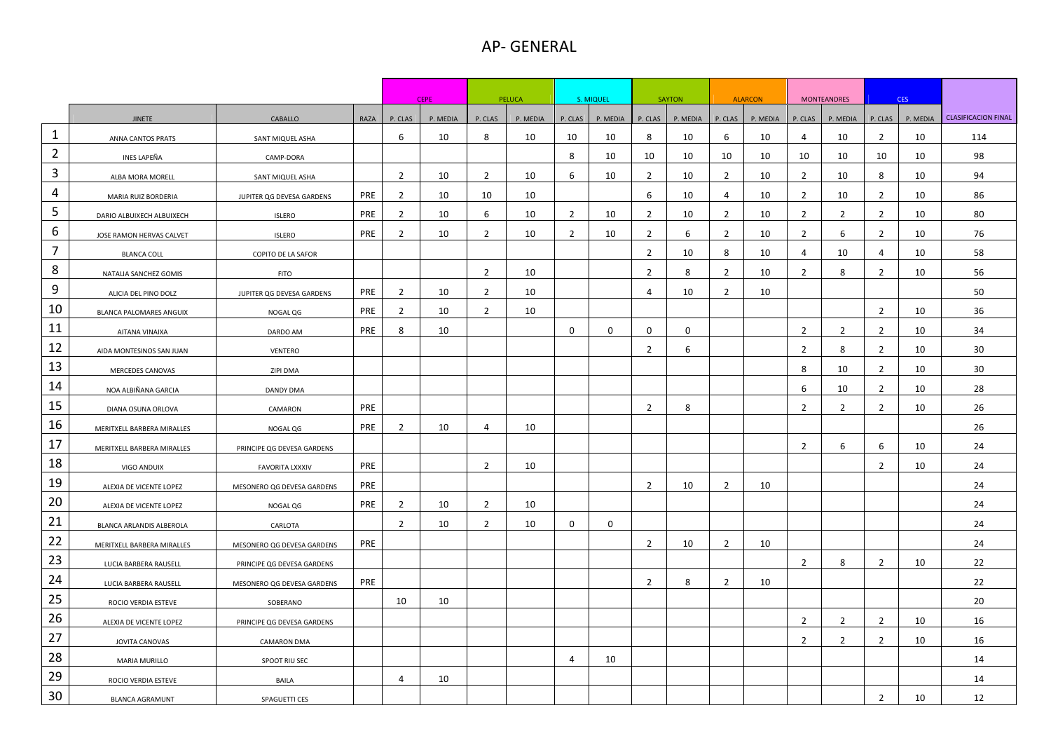# AP- GENERAL

| | | | | CEPE | | PELUCA | | S. MIQUEL | | SAYTON | | ALARCON | | MONTEANDRES | | CES | | |
|---|---|---|---|---|---|---|---|---|---|---|---|---|---|---|---|---|---|---|
| | JINETE | CABALLO | RAZA | P. CLAS | P. MEDIA | P. CLAS | P. MEDIA | P. CLAS | P. MEDIA | P. CLAS | P. MEDIA | P. CLAS | P. MEDIA | P. CLAS | P. MEDIA | P. CLAS | P. MEDIA | CLASIFICACION FINAL |
| 1 | ANNA CANTOS PRATS | SANT MIQUEL ASHA | | 6 | 10 | 8 | 10 | 10 | 10 | 8 | 10 | 6 | 10 | 4 | 10 | 2 | 10 | 114 |
| 2 | INES LAPEÑA | CAMP-DORA | | | | | | 8 | 10 | 10 | 10 | 10 | 10 | 10 | 10 | 10 | 10 | 98 |
| 3 | ALBA MORA MORELL | SANT MIQUEL ASHA | | 2 | 10 | 2 | 10 | 6 | 10 | 2 | 10 | 2 | 10 | 2 | 10 | 8 | 10 | 94 |
| 4 | MARIA RUIZ BORDERIA | JUPITER QG DEVESA GARDENS | PRE | 2 | 10 | 10 | 10 | | | 6 | 10 | 4 | 10 | 2 | 10 | 2 | 10 | 86 |
| 5 | DARIO ALBUIXECH ALBUIXECH | ISLERO | PRE | 2 | 10 | 6 | 10 | 2 | 10 | 2 | 10 | 2 | 10 | 2 | 2 | 2 | 10 | 80 |
| 6 | JOSE RAMON HERVAS CALVET | ISLERO | PRE | 2 | 10 | 2 | 10 | 2 | 10 | 2 | 6 | 2 | 10 | 2 | 6 | 2 | 10 | 76 |
| 7 | BLANCA COLL | COPITO DE LA SAFOR | | | | | | | | 2 | 10 | 8 | 10 | 4 | 10 | 4 | 10 | 58 |
| 8 | NATALIA SANCHEZ GOMIS | FITO | | | | 2 | 10 | | | 2 | 8 | 2 | 10 | 2 | 8 | 2 | 10 | 56 |
| 9 | ALICIA DEL PINO DOLZ | JUPITER QG DEVESA GARDENS | PRE | 2 | 10 | 2 | 10 | | | 4 | 10 | 2 | 10 | | | | | 50 |
| 10 | BLANCA PALOMARES ANGUIX | NOGAL QG | PRE | 2 | 10 | 2 | 10 | | | | | | | | | 2 | 10 | 36 |
| 11 | AITANA VINAIXA | DARDO AM | PRE | 8 | 10 | | | 0 | 0 | 0 | 0 | | | 2 | 2 | 2 | 10 | 34 |
| 12 | AIDA MONTESINOS SAN JUAN | VENTERO | | | | | | | | 2 | 6 | | | 2 | 8 | 2 | 10 | 30 |
| 13 | MERCEDES CANOVAS | ZIPI DMA | | | | | | | | | | | | 8 | 10 | 2 | 10 | 30 |
| 14 | NOA ALBIÑANA GARCIA | DANDY DMA | | | | | | | | | | | | 6 | 10 | 2 | 10 | 28 |
| 15 | DIANA OSUNA ORLOVA | CAMARON | PRE | | | | | | | 2 | 8 | | | 2 | 2 | 2 | 10 | 26 |
| 16 | MERITXELL BARBERA MIRALLES | NOGAL QG | PRE | 2 | 10 | 4 | 10 | | | | | | | | | | | 26 |
| 17 | MERITXELL BARBERA MIRALLES | PRINCIPE QG DEVESA GARDENS | | | | | | | | | | | | 2 | 6 | 6 | 10 | 24 |
| 18 | VIGO ANDUIX | FAVORITA LXXXIV | PRE | | | 2 | 10 | | | | | | | | | 2 | 10 | 24 |
| 19 | ALEXIA DE VICENTE LOPEZ | MESONERO QG DEVESA GARDENS | PRE | | | | | | | 2 | 10 | 2 | 10 | | | | | 24 |
| 20 | ALEXIA DE VICENTE LOPEZ | NOGAL QG | PRE | 2 | 10 | 2 | 10 | | | | | | | | | | | 24 |
| 21 | BLANCA ARLANDIS ALBEROLA | CARLOTA | | 2 | 10 | 2 | 10 | 0 | 0 | | | | | | | | | 24 |
| 22 | MERITXELL BARBERA MIRALLES | MESONERO QG DEVESA GARDENS | PRE | | | | | | | 2 | 10 | 2 | 10 | | | | | 24 |
| 23 | LUCIA BARBERA RAUSELL | PRINCIPE QG DEVESA GARDENS | | | | | | | | | | | | 2 | 8 | 2 | 10 | 22 |
| 24 | LUCIA BARBERA RAUSELL | MESONERO QG DEVESA GARDENS | PRE | | | | | | | 2 | 8 | 2 | 10 | | | | | 22 |
| 25 | ROCIO VERDIA ESTEVE | SOBERANO | | 10 | 10 | | | | | | | | | | | | | 20 |
| 26 | ALEXIA DE VICENTE LOPEZ | PRINCIPE QG DEVESA GARDENS | | | | | | | | | | | | 2 | 2 | 2 | 10 | 16 |
| 27 | JOVITA CANOVAS | CAMARON DMA | | | | | | | | | | | | 2 | 2 | 2 | 10 | 16 |
| 28 | MARIA MURILLO | SPOOT RIU SEC | | | | | | 4 | 10 | | | | | | | | | 14 |
| 29 | ROCIO VERDIA ESTEVE | BAILA | | 4 | 10 | | | | | | | | | | | | | 14 |
| 30 | BLANCA AGRAMUNT | SPAGUETTI CES | | | | | | | | | | | | | | 2 | 10 | 12 |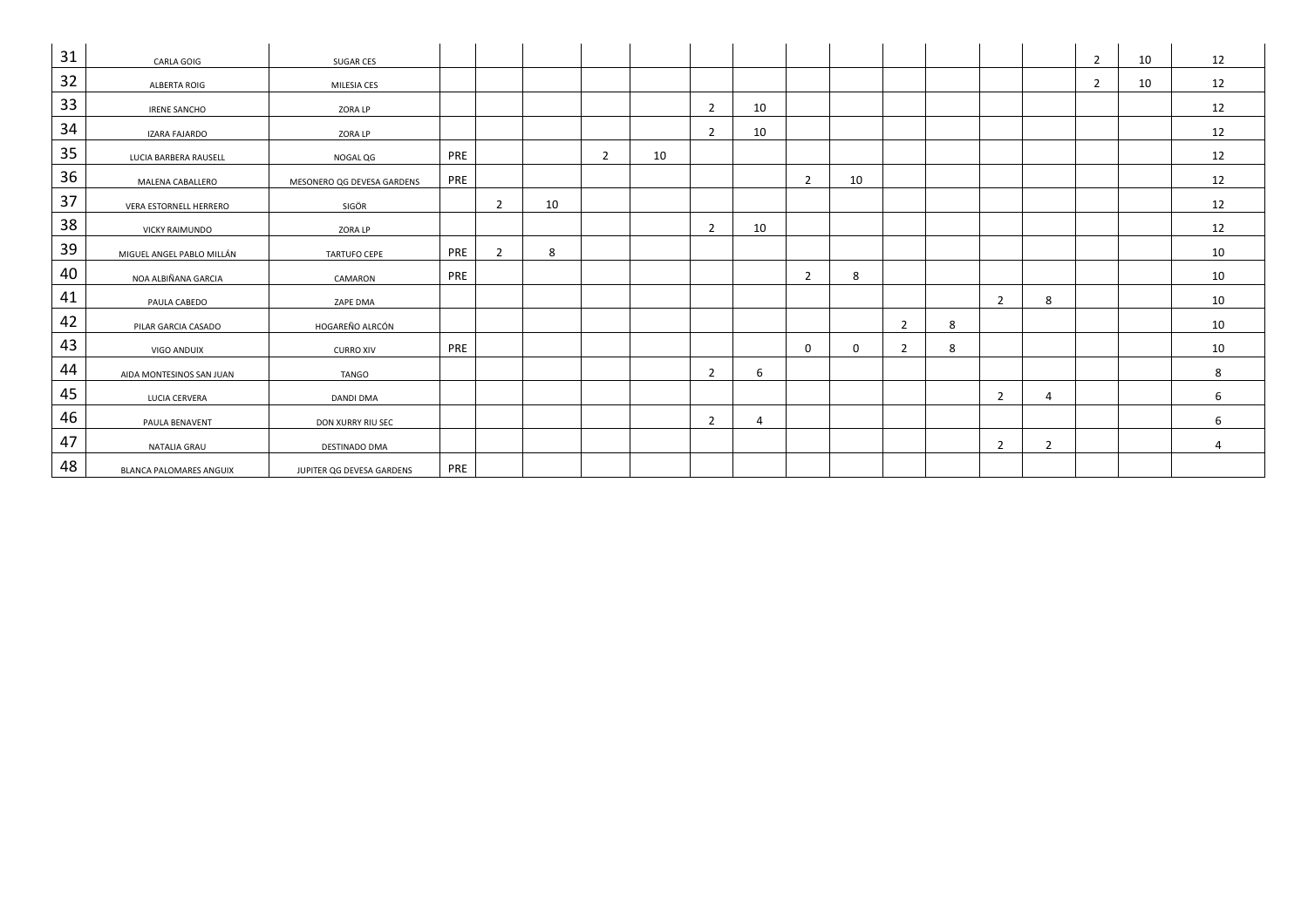| | | | | | | | | | | | | | | | | | |
|---|---|---|---|---|---|---|---|---|---|---|---|---|---|---|---|---|---|
| 31 | CARLA GOIG | SUGAR CES | | | | | | | | | | | | | | 2 | 10 | 12 |
| 32 | ALBERTA ROIG | MILESIA CES | | | | | | | | | | | | | | 2 | 10 | 12 |
| 33 | IRENE SANCHO | ZORA LP | | | | | | 2 | 10 | | | | | | | | | 12 |
| 34 | IZARA FAJARDO | ZORA LP | | | | | | 2 | 10 | | | | | | | | | 12 |
| 35 | LUCIA BARBERA RAUSELL | NOGAL QG | PRE | | | 2 | 10 | | | | | | | | | | | 12 |
| 36 | MALENA CABALLERO | MESONERO QG DEVESA GARDENS | PRE | | | | | | | 2 | 10 | | | | | | | 12 |
| 37 | VERA ESTORNELL HERRERO | SIGÖR | | 2 | 10 | | | | | | | | | | | | | 12 |
| 38 | VICKY RAIMUNDO | ZORA LP | | | | | | 2 | 10 | | | | | | | | | 12 |
| 39 | MIGUEL ANGEL PABLO MILLÁN | TARTUFO CEPE | PRE | 2 | 8 | | | | | | | | | | | | | 10 |
| 40 | NOA ALBIÑANA GARCIA | CAMARON | PRE | | | | | | | 2 | 8 | | | | | | | 10 |
| 41 | PAULA CABEDO | ZAPE DMA | | | | | | | | | | | | 2 | 8 | | | 10 |
| 42 | PILAR GARCIA CASADO | HOGAREÑO ALRCÓN | | | | | | | | | | 2 | 8 | | | | | 10 |
| 43 | VIGO ANDUIX | CURRO XIV | PRE | | | | | | | 0 | 0 | 2 | 8 | | | | | 10 |
| 44 | AIDA MONTESINOS SAN JUAN | TANGO | | | | | | 2 | 6 | | | | | | | | | 8 |
| 45 | LUCIA CERVERA | DANDI DMA | | | | | | | | | | | | 2 | 4 | | | 6 |
| 46 | PAULA BENAVENT | DON XURRY RIU SEC | | | | | | 2 | 4 | | | | | | | | | 6 |
| 47 | NATALIA GRAU | DESTINADO DMA | | | | | | | | | | | | 2 | 2 | | | 4 |
| 48 | BLANCA PALOMARES ANGUIX | JUPITER QG DEVESA GARDENS | PRE | | | | | | | | | | | | | | | |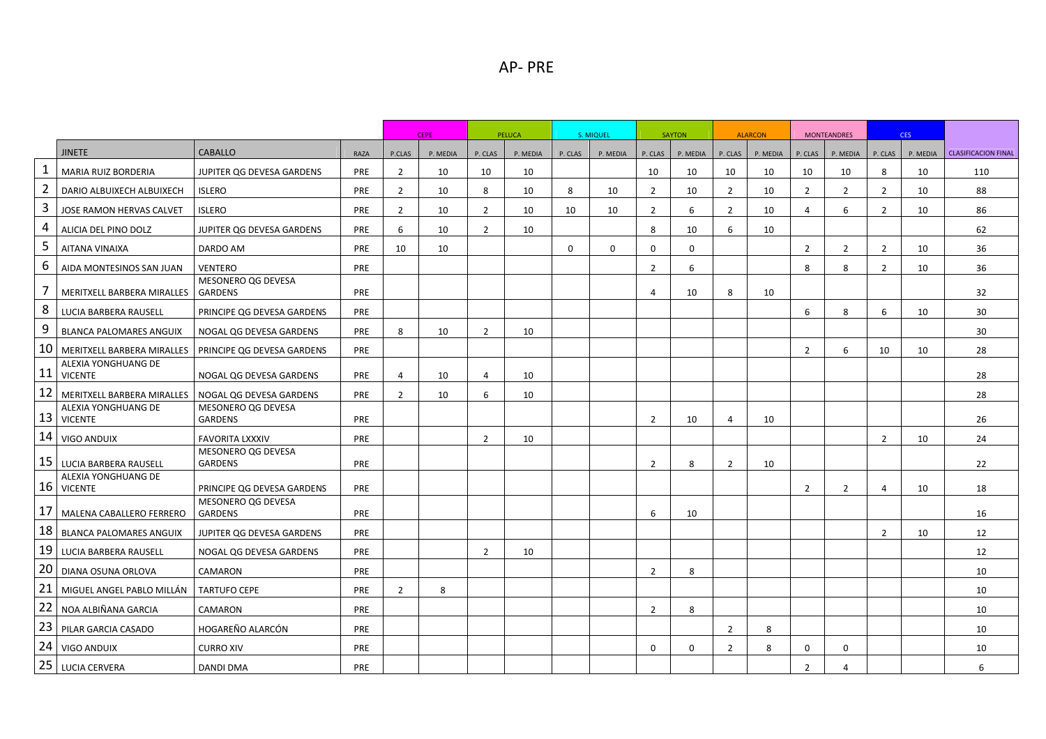# AP- PRE

| | | | | CEPE | | PELUCA | | S. MIQUEL | | SAYTON | | ALARCON | | MONTEANDRES | | CES | | |
|---|---|---|---|---|---|---|---|---|---|---|---|---|---|---|---|---|---|---|
| | JINETE | CABALLO | RAZA | P.CLAS | P. MEDIA | P. CLAS | P. MEDIA | P. CLAS | P. MEDIA | P. CLAS | P. MEDIA | P. CLAS | P. MEDIA | P. CLAS | P. MEDIA | P. CLAS | P. MEDIA | CLASIFICACION FINAL |
| 1 | MARIA RUIZ BORDERIA | JUPITER QG DEVESA GARDENS | PRE | 2 | 10 | 10 | 10 | | | 10 | 10 | 10 | 10 | 10 | 10 | 8 | 10 | 110 |
| 2 | DARIO ALBUIXECH ALBUIXECH | ISLERO | PRE | 2 | 10 | 8 | 10 | 8 | 10 | 2 | 10 | 2 | 10 | 2 | 2 | 2 | 10 | 88 |
| 3 | JOSE RAMON HERVAS CALVET | ISLERO | PRE | 2 | 10 | 2 | 10 | 10 | 10 | 2 | 6 | 2 | 10 | 4 | 6 | 2 | 10 | 86 |
| 4 | ALICIA DEL PINO DOLZ | JUPITER QG DEVESA GARDENS | PRE | 6 | 10 | 2 | 10 | | | 8 | 10 | 6 | 10 | | | | | 62 |
| 5 | AITANA VINAIXA | DARDO AM | PRE | 10 | 10 | | | 0 | 0 | 0 | 0 | | | 2 | 2 | 2 | 10 | 36 |
| 6 | AIDA MONTESINOS SAN JUAN | VENTERO | PRE | | | | | | | 2 | 6 | | | 8 | 8 | 2 | 10 | 36 |
| 7 | MERITXELL BARBERA MIRALLES | MESONERO QG DEVESA GARDENS | PRE | | | | | | | 4 | 10 | 8 | 10 | | | | | 32 |
| 8 | LUCIA BARBERA RAUSELL | PRINCIPE QG DEVESA GARDENS | PRE | | | | | | | | | | | 6 | 8 | 6 | 10 | 30 |
| 9 | BLANCA PALOMARES ANGUIX | NOGAL QG DEVESA GARDENS | PRE | 8 | 10 | 2 | 10 | | | | | | | | | | | 30 |
| 10 | MERITXELL BARBERA MIRALLES | PRINCIPE QG DEVESA GARDENS | PRE | | | | | | | | | | | 2 | 6 | 10 | 10 | 28 |
| 11 | ALEXIA YONGHUANG DE VICENTE | NOGAL QG DEVESA GARDENS | PRE | 4 | 10 | 4 | 10 | | | | | | | | | | | 28 |
| 12 | MERITXELL BARBERA MIRALLES | NOGAL QG DEVESA GARDENS | PRE | 2 | 10 | 6 | 10 | | | | | | | | | | | 28 |
| 13 | ALEXIA YONGHUANG DE VICENTE | MESONERO QG DEVESA GARDENS | PRE | | | | | | | 2 | 10 | 4 | 10 | | | | | 26 |
| 14 | VIGO ANDUIX | FAVORITA LXXXIV | PRE | | | 2 | 10 | | | | | | | | | 2 | 10 | 24 |
| 15 | LUCIA BARBERA RAUSELL | MESONERO QG DEVESA GARDENS | PRE | | | | | | | 2 | 8 | 2 | 10 | | | | | 22 |
| 16 | ALEXIA YONGHUANG DE VICENTE | PRINCIPE QG DEVESA GARDENS | PRE | | | | | | | | | | | 2 | 2 | 4 | 10 | 18 |
| 17 | MALENA CABALLERO FERRERO | MESONERO QG DEVESA GARDENS | PRE | | | | | | | 6 | 10 | | | | | | | 16 |
| 18 | BLANCA PALOMARES ANGUIX | JUPITER QG DEVESA GARDENS | PRE | | | | | | | | | | | | | 2 | 10 | 12 |
| 19 | LUCIA BARBERA RAUSELL | NOGAL QG DEVESA GARDENS | PRE | | | 2 | 10 | | | | | | | | | | | 12 |
| 20 | DIANA OSUNA ORLOVA | CAMARON | PRE | | | | | | | 2 | 8 | | | | | | | 10 |
| 21 | MIGUEL ANGEL PABLO MILLÁN | TARTUFO CEPE | PRE | 2 | 8 | | | | | | | | | | | | | 10 |
| 22 | NOA ALBIÑANA GARCIA | CAMARON | PRE | | | | | | | 2 | 8 | | | | | | | 10 |
| 23 | PILAR GARCIA CASADO | HOGAREÑO ALARCÓN | PRE | | | | | | | | | 2 | 8 | | | | | 10 |
| 24 | VIGO ANDUIX | CURRO XIV | PRE | | | | | | | 0 | 0 | 2 | 8 | 0 | 0 | | | 10 |
| 25 | LUCIA CERVERA | DANDI DMA | PRE | | | | | | | | | | | 2 | 4 | | | 6 |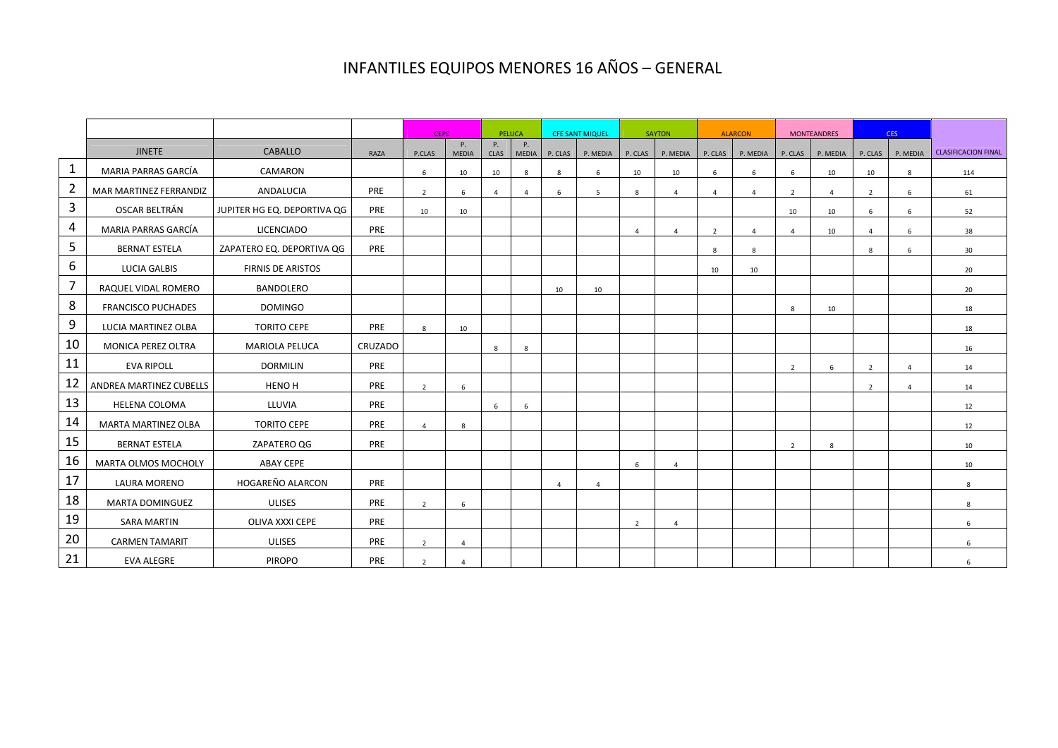# INFANTILES EQUIPOS MENORES 16 AÑOS – GENERAL

| | | | | CEPE | | PELUCA | | CFE SANT MIQUEL | | SAYTON | | ALARCON | | MONTEANDRES | | CES | | |
|---|---|---|---|---|---|---|---|---|---|---|---|---|---|---|---|---|---|---|
| | JINETE | CABALLO | RAZA | P.CLAS | P. MEDIA | P. CLAS | P. MEDIA | P. CLAS | P. MEDIA | P. CLAS | P. MEDIA | P. CLAS | P. MEDIA | P. CLAS | P. MEDIA | P. CLAS | P. MEDIA | CLASIFICACION FINAL |
| 1 | MARIA PARRAS GARCÍA | CAMARON | | 6 | 10 | 10 | 8 | 8 | 6 | 10 | 10 | 6 | 6 | 6 | 10 | 10 | 8 | 114 |
| 2 | MAR MARTINEZ FERRANDIZ | ANDALUCIA | PRE | 2 | 6 | 4 | 4 | 6 | 5 | 8 | 4 | 4 | 4 | 2 | 4 | 2 | 6 | 61 |
| 3 | OSCAR BELTRÁN | JUPITER HG EQ. DEPORTIVA QG | PRE | 10 | 10 | | | | | | | | | 10 | 10 | 6 | 6 | 52 |
| 4 | MARIA PARRAS GARCÍA | LICENCIADO | PRE | | | | | | | 4 | 4 | 2 | 4 | 4 | 10 | 4 | 6 | 38 |
| 5 | BERNAT ESTELA | ZAPATERO EQ. DEPORTIVA QG | PRE | | | | | | | | | 8 | 8 | | | 8 | 6 | 30 |
| 6 | LUCIA GALBIS | FIRNIS DE ARISTOS | | | | | | | | | | 10 | 10 | | | | | 20 |
| 7 | RAQUEL VIDAL ROMERO | BANDOLERO | | | | | | 10 | 10 | | | | | | | | | 20 |
| 8 | FRANCISCO PUCHADES | DOMINGO | | | | | | | | | | | | 8 | 10 | | | 18 |
| 9 | LUCIA MARTINEZ OLBA | TORITO CEPE | PRE | 8 | 10 | | | | | | | | | | | | | 18 |
| 10 | MONICA PEREZ OLTRA | MARIOLA PELUCA | CRUZADO | | | 8 | 8 | | | | | | | | | | | 16 |
| 11 | EVA RIPOLL | DORMILIN | PRE | | | | | | | | | | | 2 | 6 | 2 | 4 | 14 |
| 12 | ANDREA MARTINEZ CUBELLS | HENO H | PRE | 2 | 6 | | | | | | | | | | | 2 | 4 | 14 |
| 13 | HELENA COLOMA | LLUVIA | PRE | | | 6 | 6 | | | | | | | | | | | 12 |
| 14 | MARTA MARTINEZ OLBA | TORITO CEPE | PRE | 4 | 8 | | | | | | | | | | | | | 12 |
| 15 | BERNAT ESTELA | ZAPATERO QG | PRE | | | | | | | | | | | 2 | 8 | | | 10 |
| 16 | MARTA OLMOS MOCHOLY | ABAY CEPE | | | | | | | | 6 | 4 | | | | | | | 10 |
| 17 | LAURA MORENO | HOGAREÑO ALARCON | PRE | | | | | 4 | 4 | | | | | | | | | 8 |
| 18 | MARTA DOMINGUEZ | ULISES | PRE | 2 | 6 | | | | | | | | | | | | | 8 |
| 19 | SARA MARTIN | OLIVA XXXI CEPE | PRE | | | | | | | 2 | 4 | | | | | | | 6 |
| 20 | CARMEN TAMARIT | ULISES | PRE | 2 | 4 | | | | | | | | | | | | | 6 |
| 21 | EVA ALEGRE | PIROPO | PRE | 2 | 4 | | | | | | | | | | | | | 6 |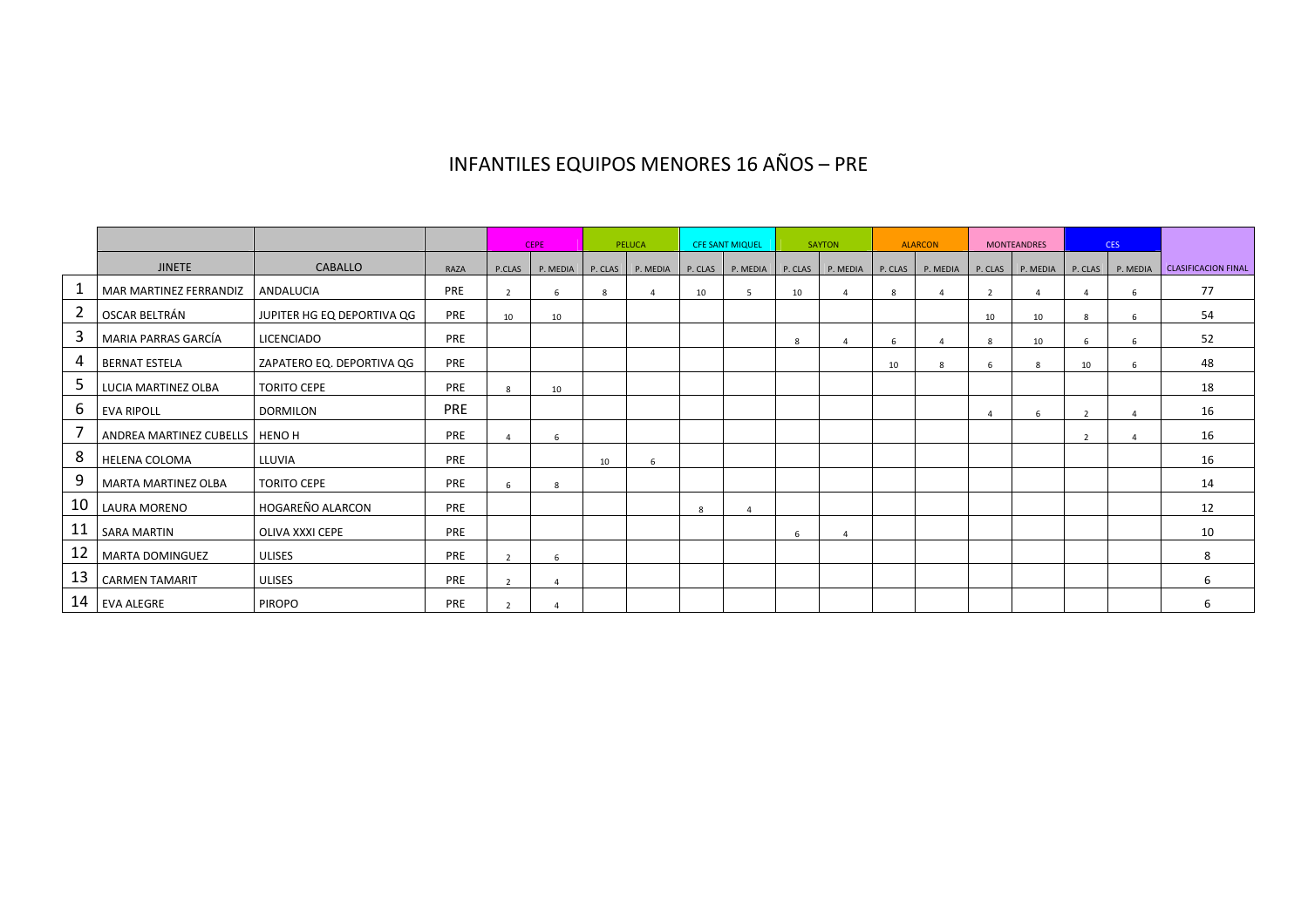# INFANTILES EQUIPOS MENORES 16 AÑOS – PRE

| | | | | CEPE | | PELUCA | | CFE SANT MIQUEL | | SAYTON | | ALARCON | | MONTEANDRES | | CES | | |
|---|---|---|---|---|---|---|---|---|---|---|---|---|---|---|---|---|---|---|
| | JINETE | CABALLO | RAZA | P.CLAS | P. MEDIA | P. CLAS | P. MEDIA | P. CLAS | P. MEDIA | P. CLAS | P. MEDIA | P. CLAS | P. MEDIA | P. CLAS | P. MEDIA | P. CLAS | P. MEDIA | CLASIFICACION FINAL |
| 1 | MAR MARTINEZ FERRANDIZ | ANDALUCIA | PRE | 2 | 6 | 8 | 4 | 10 | 5 | 10 | 4 | 8 | 4 | 2 | 4 | 4 | 6 | 77 |
| 2 | OSCAR BELTRÁN | JUPITER HG EQ DEPORTIVA QG | PRE | 10 | 10 | | | | | | | | | 10 | 10 | 8 | 6 | 54 |
| 3 | MARIA PARRAS GARCÍA | LICENCIADO | PRE | | | | | | | 8 | 4 | 6 | 4 | 8 | 10 | 6 | 6 | 52 |
| 4 | BERNAT ESTELA | ZAPATEREO EQ. DEPORTIVA QG | PRE | | | | | | | | | 10 | 8 | 6 | 8 | 10 | 6 | 48 |
| 5 | LUCIA MARTINEZ OLBA | TORITO CEPE | PRE | 8 | 10 | | | | | | | | | | | | | 18 |
| 6 | EVA RIPOLL | DORMILON | PRE | | | | | | | | | | | 4 | 6 | 2 | 4 | 16 |
| 7 | ANDREA MARTINEZ CUBELLS | HENO H | PRE | 4 | 6 | | | | | | | | | | | 2 | 4 | 16 |
| 8 | HELENA COLOMA | LLUVIA | PRE | | | 10 | 6 | | | | | | | | | | | 16 |
| 9 | MARTA MARTINEZ OLBA | TORITO CEPE | PRE | 6 | 8 | | | | | | | | | | | | | 14 |
| 10 | LAURA MORENO | HOGAREÑO ALARCON | PRE | | | | | 8 | 4 | | | | | | | | | 12 |
| 11 | SARA MARTIN | OLIVA XXXI CEPE | PRE | | | | | | | 6 | 4 | | | | | | | 10 |
| 12 | MARTA DOMINGUEZ | ULISES | PRE | 2 | 6 | | | | | | | | | | | | | 8 |
| 13 | CARMEN TAMARIT | ULISES | PRE | 2 | 4 | | | | | | | | | | | | | 6 |
| 14 | EVA ALEGRE | PIROPO | PRE | 2 | 4 | | | | | | | | | | | | | 6 |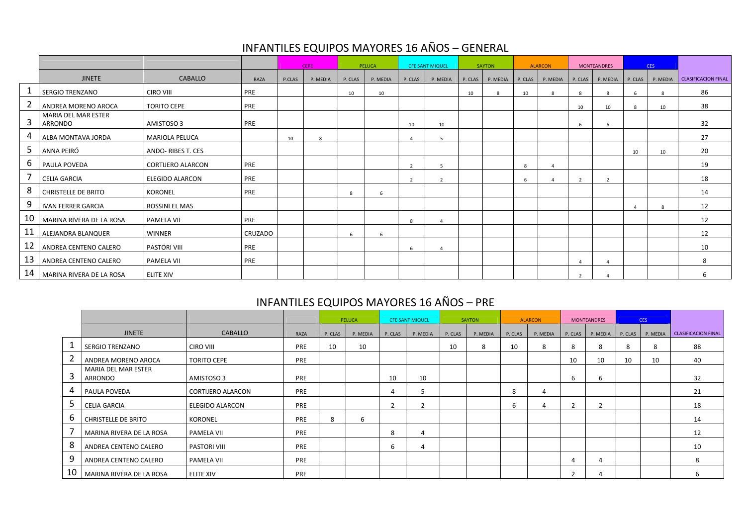# INFANTILES EQUIPOS MAYORES 16 AÑOS – GENERAL

| | | | | CEPE | | PELUCA | | CFE SANT MIQUEL | | SAYTON | | ALARCON | | MONTEANDRES | | CES | | |
|---|---|---|---|---|---|---|---|---|---|---|---|---|---|---|---|---|---|---|
| | JINETE | CABALLO | RAZA | P.CLAS | P. MEDIA | P. CLAS | P. MEDIA | P. CLAS | P. MEDIA | P. CLAS | P. MEDIA | P. CLAS | P. MEDIA | P. CLAS | P. MEDIA | P. CLAS | P. MEDIA | CLASIFICACION FINAL |
| 1 | SERGIO TRENZANO | CIRO VIII | PRE | | | 10 | 10 | | | 10 | 8 | 10 | 8 | 8 | 8 | 6 | 8 | 86 |
| 2 | ANDREA MORENO AROCA | TORITO CEPE | PRE | | | | | | | | | | | 10 | 10 | 8 | 10 | 38 |
| 3 | MARIA DEL MAR ESTER ARRONDO | AMISTOSO 3 | PRE | | | | | 10 | 10 | | | | | 6 | 6 | | | 32 |
| 4 | ALBA MONTAVA JORDA | MARIOLA PELUCA | | 10 | 8 | | | 4 | 5 | | | | | | | | | 27 |
| 5 | ANNA PEIRÓ | ANDO- RIBES T. CES | | | | | | | | | | | | | | 10 | 10 | 20 |
| 6 | PAULA POVEDA | CORTIJERO ALARCON | PRE | | | | | 2 | 5 | | | 8 | 4 | | | | | 19 |
| 7 | CELIA GARCIA | ELEGIDO ALARCON | PRE | | | | | 2 | 2 | | | 6 | 4 | 2 | 2 | | | 18 |
| 8 | CHRISTELLE DE BRITO | KORONEL | PRE | | | 8 | 6 | | | | | | | | | | | 14 |
| 9 | IVAN FERRER GARCIA | ROSSINI EL MAS | | | | | | | | | | | | | | 4 | 8 | 12 |
| 10 | MARINA RIVERA DE LA ROSA | PAMELA VII | PRE | | | | | 8 | 4 | | | | | | | | | 12 |
| 11 | ALEJANDRA BLANQUER | WINNER | CRUZADO | | | 6 | 6 | | | | | | | | | | | 12 |
| 12 | ANDREA CENTENO CALERO | PASTORI VIII | PRE | | | | | 6 | 4 | | | | | | | | | 10 |
| 13 | ANDREA CENTENO CALERO | PAMELA VII | PRE | | | | | | | | | | | 4 | 4 | | | 8 |
| 14 | MARINA RIVERA DE LA ROSA | ELITE XIV | | | | | | | | | | | | 2 | 4 | | | 6 |

# INFANTILES EQUIPOS MAYORES 16 AÑOS – PRE

| | | | | PELUCA | | CFE SANT MIQUEL | | SAYTON | | ALARCON | | MONTEANDRES | | CES | | |
|---|---|---|---|---|---|---|---|---|---|---|---|---|---|---|---|---|
| | JINETE | CABALLO | RAZA | P. CLAS | P. MEDIA | P. CLAS | P. MEDIA | P. CLAS | P. MEDIA | P. CLAS | P. MEDIA | P. CLAS | P. MEDIA | P. CLAS | P. MEDIA | CLASIFICACION FINAL |
| 1 | SERGIO TRENZANO | CIRO VIII | PRE | 10 | 10 | | | 10 | 8 | 10 | 8 | 8 | 8 | 8 | 8 | 88 |
| 2 | ANDREA MORENO AROCA | TORITO CEPE | PRE | | | | | | | | | 10 | 10 | 10 | 10 | 40 |
| 3 | MARIA DEL MAR ESTER ARRONDO | AMISTOSO 3 | PRE | | | 10 | 10 | | | | | 6 | 6 | | | 32 |
| 4 | PAULA POVEDA | CORTIJERO ALARCON | PRE | | | 4 | 5 | | | 8 | 4 | | | | | 21 |
| 5 | CELIA GARCIA | ELEGIDO ALARCON | PRE | | | 2 | 2 | | | 6 | 4 | 2 | 2 | | | 18 |
| 6 | CHRISTELLE DE BRITO | KORONEL | PRE | 8 | 6 | | | | | | | | | | | 14 |
| 7 | MARINA RIVERA DE LA ROSA | PAMELA VII | PRE | | | 8 | 4 | | | | | | | | | 12 |
| 8 | ANDREA CENTENO CALERO | PASTORI VIII | PRE | | | 6 | 4 | | | | | | | | | 10 |
| 9 | ANDREA CENTENO CALERO | PAMELA VII | PRE | | | | | | | | | 4 | 4 | | | 8 |
| 10 | MARINA RIVERA DE LA ROSA | ELITE XIV | PRE | | | | | | | | | 2 | 4 | | | 6 |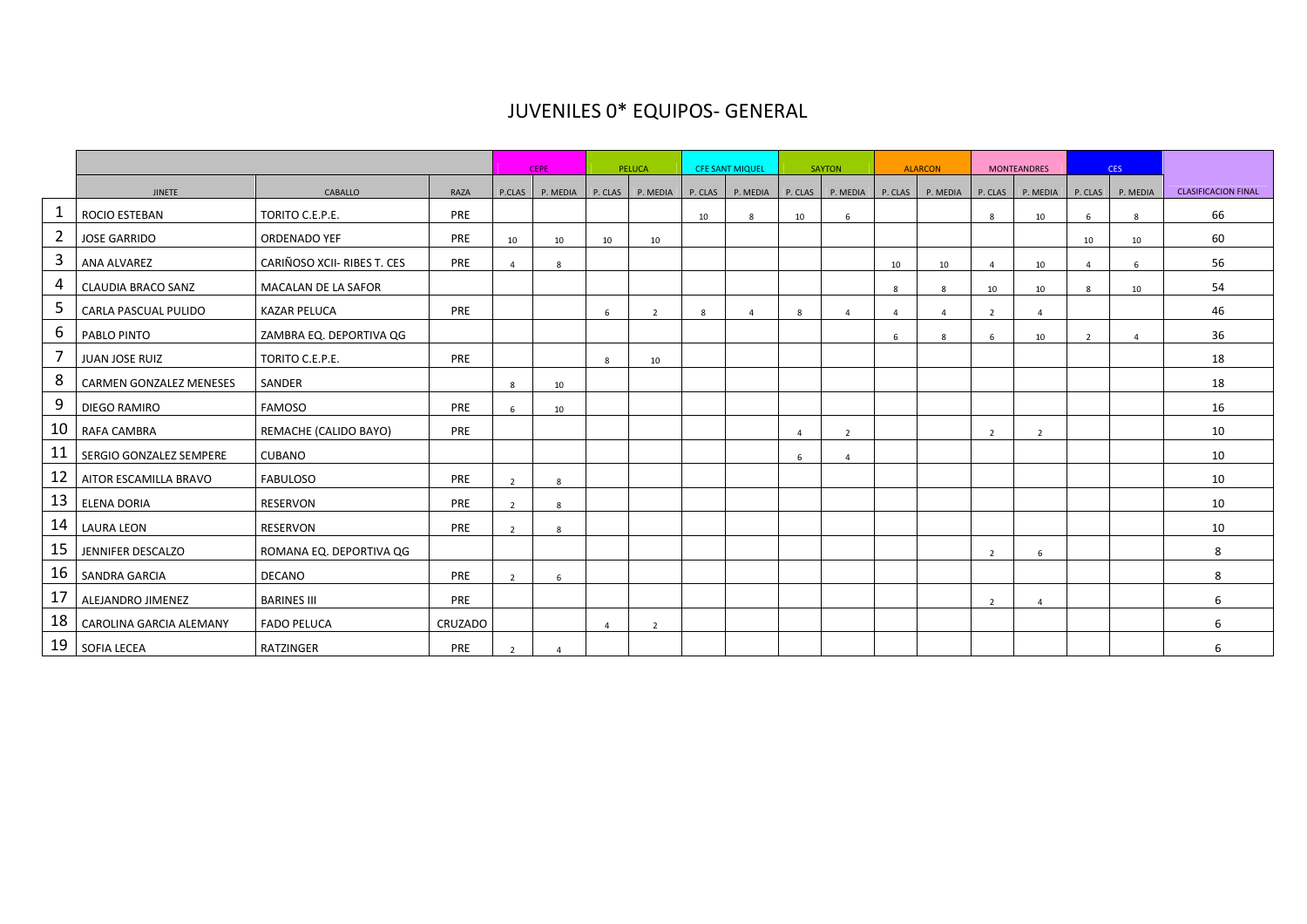# JUVENILES 0* EQUIPOS- GENERAL

| | | | | CEPE | | PELUCA | | CFE SANT MIQUEL | | SAYTON | | ALARCON | | MONTEANDRES | | CES | | |
|---|---|---|---|---|---|---|---|---|---|---|---|---|---|---|---|---|---|---|
| | JINETE | CABALLO | RAZA | P.CLAS | P. MEDIA | P. CLAS | P. MEDIA | P. CLAS | P. MEDIA | P. CLAS | P. MEDIA | P. CLAS | P. MEDIA | P. CLAS | P. MEDIA | P. CLAS | P. MEDIA | CLASIFICACION FINAL |
| 1 | ROCIO ESTEBAN | TORITO C.E.P.E. | PRE | | | | | 10 | 8 | 10 | 6 | | | 8 | 10 | 6 | 8 | 66 |
| 2 | JOSE GARRIDO | ORDENADO YEF | PRE | 10 | 10 | 10 | 10 | | | | | | | | | 10 | 10 | 60 |
| 3 | ANA ALVAREZ | CARIÑOSO XCII- RIBES T. CES | PRE | 4 | 8 | | | | | | | 10 | 10 | 4 | 10 | 4 | 6 | 56 |
| 4 | CLAUDIA BRACO SANZ | MACALAN DE LA SAFOR | | | | | | | | | | 8 | 8 | 10 | 10 | 8 | 10 | 54 |
| 5 | CARLA PASCUAL PULIDO | KAZAR PELUCA | PRE | | | 6 | 2 | 8 | 4 | 8 | 4 | 4 | 4 | 2 | 4 | | | 46 |
| 6 | PABLO PINTO | ZAMBRA EQ. DEPORTIVA QG | | | | | | | | | | 6 | 8 | 6 | 10 | 2 | 4 | 36 |
| 7 | JUAN JOSE RUIZ | TORITO C.E.P.E. | PRE | | | 8 | 10 | | | | | | | | | | | 18 |
| 8 | CARMEN GONZALEZ MENESES | SANDER | | 8 | 10 | | | | | | | | | | | | | 18 |
| 9 | DIEGO RAMIRO | FAMOSO | PRE | 6 | 10 | | | | | | | | | | | | | 16 |
| 10 | RAFA CAMBRA | REMACHE (CALIDO BAYO) | PRE | | | | | | | 4 | 2 | | | 2 | 2 | | | 10 |
| 11 | SERGIO GONZALEZ SEMPERE | CUBANO | | | | | | | | 6 | 4 | | | | | | | 10 |
| 12 | AITOR ESCAMILLA BRAVO | FABULOSO | PRE | 2 | 8 | | | | | | | | | | | | | 10 |
| 13 | ELENA DORIA | RESERVON | PRE | 2 | 8 | | | | | | | | | | | | | 10 |
| 14 | LAURA LEON | RESERVON | PRE | 2 | 8 | | | | | | | | | | | | | 10 |
| 15 | JENNIFER DESCALZO | ROMANA EQ. DEPORTIVA QG | | | | | | | | | | | | 2 | 6 | | | 8 |
| 16 | SANDRA GARCIA | DECANO | PRE | 2 | 6 | | | | | | | | | | | | | 8 |
| 17 | ALEJANDRO JIMENEZ | BARINES III | PRE | | | | | | | | | | | 2 | 4 | | | 6 |
| 18 | CAROLINA GARCIA ALEMANY | FADO PELUCA | CRUZADO | | | 4 | 2 | | | | | | | | | | | 6 |
| 19 | SOFIA LECEA | RATZINGER | PRE | 2 | 4 | | | | | | | | | | | | | 6 |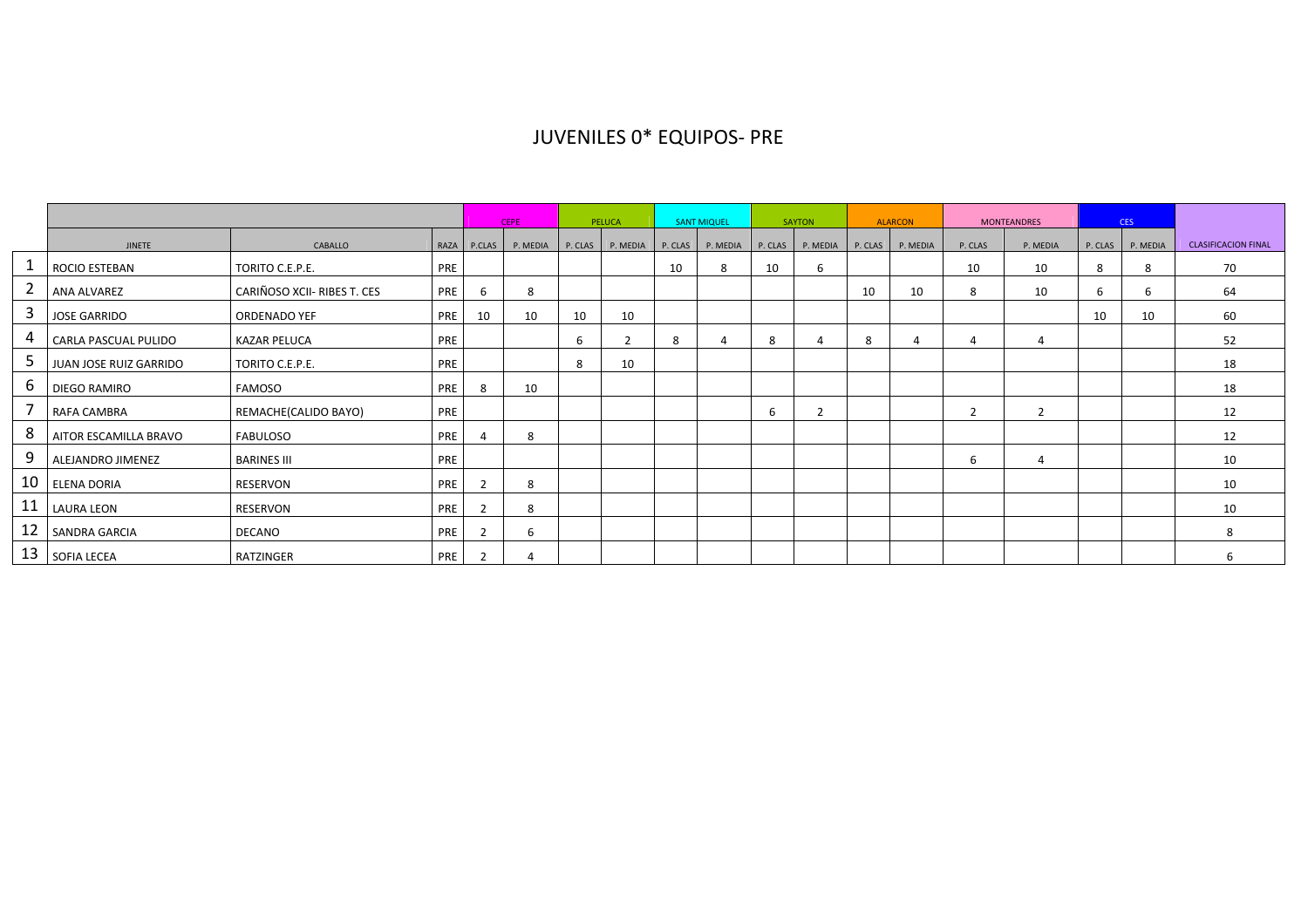# JUVENILES 0* EQUIPOS- PRE

| | | | | CEPE | | PELUCA | | SANT MIQUEL | | SAYTON | | ALARCON | | MONTEANDRES | | CES | | |
|---|---|---|---|---|---|---|---|---|---|---|---|---|---|---|---|---|---|---|
| | JINETE | CABALLO | RAZA | P.CLAS | P. MEDIA | P. CLAS | P. MEDIA | P. CLAS | P. MEDIA | P. CLAS | P. MEDIA | P. CLAS | P. MEDIA | P. CLAS | P. MEDIA | P. CLAS | P. MEDIA | CLASIFICACION FINAL |
| 1 | ROCIO ESTEBAN | TORITO C.E.P.E. | PRE | | | | | 10 | 8 | 10 | 6 | | | 10 | 10 | 8 | 8 | 70 |
| 2 | ANA ALVAREZ | CARIÑOSO XCII- RIBES T. CES | PRE | 6 | 8 | | | | | | | 10 | 10 | 8 | 10 | 6 | 6 | 64 |
| 3 | JOSE GARRIDO | ORDENADO YEF | PRE | 10 | 10 | 10 | 10 | | | | | | | | | 10 | 10 | 60 |
| 4 | CARLA PASCUAL PULIDO | KAZAR PELUCA | PRE | | | 6 | 2 | 8 | 4 | 8 | 4 | 8 | 4 | 4 | 4 | | | 52 |
| 5 | JUAN JOSE RUIZ GARRIDO | TORITO C.E.P.E. | PRE | | | 8 | 10 | | | | | | | | | | | 18 |
| 6 | DIEGO RAMIRO | FAMOSO | PRE | 8 | 10 | | | | | | | | | | | | | 18 |
| 7 | RAFA CAMBRA | REMACHE(CALIDO BAYO) | PRE | | | | | | | 6 | 2 | | | 2 | 2 | | | 12 |
| 8 | AITOR ESCAMILLA BRAVO | FABULOSO | PRE | 4 | 8 | | | | | | | | | | | | | 12 |
| 9 | ALEJANDRO JIMENEZ | BARINES III | PRE | | | | | | | | | | | 6 | 4 | | | 10 |
| 10 | ELENA DORIA | RESERVON | PRE | 2 | 8 | | | | | | | | | | | | | 10 |
| 11 | LAURA LEON | RESERVON | PRE | 2 | 8 | | | | | | | | | | | | | 10 |
| 12 | SANDRA GARCIA | DECANO | PRE | 2 | 6 | | | | | | | | | | | | | 8 |
| 13 | SOFIA LECEA | RATZINGER | PRE | 2 | 4 | | | | | | | | | | | | | 6 |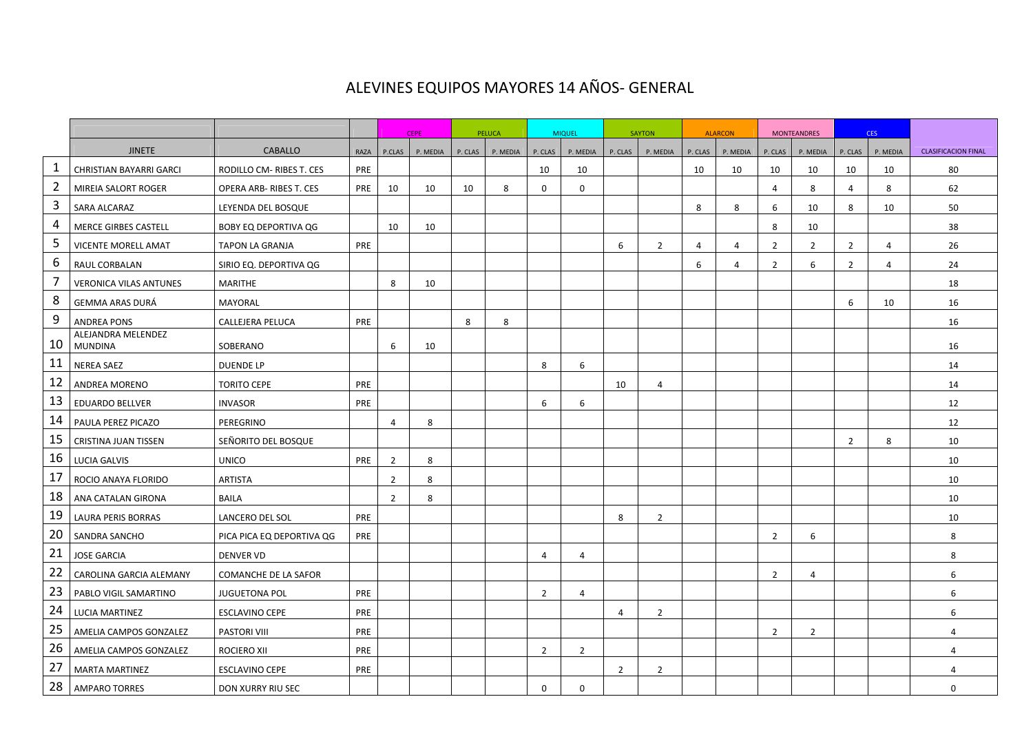# ALEVINES EQUIPOS MAYORES 14 AÑOS- GENERAL

| | | | | CEPE | | PELUCA | | MIQUEL | | SAYTON | | ALARCON | | MONTEANDRES | | CES | | |
|---|---|---|---|---|---|---|---|---|---|---|---|---|---|---|---|---|---|---|
| | JINETE | CABALLO | RAZA | P.CLAS | P. MEDIA | P. CLAS | P. MEDIA | P. CLAS | P. MEDIA | P. CLAS | P. MEDIA | P. CLAS | P. MEDIA | P. CLAS | P. MEDIA | P. CLAS | P. MEDIA | CLASIFICACION FINAL |
| 1 | CHRISTIAN BAYARRI GARCI | RODILLO CM- RIBES T. CES | PRE | | | | | 10 | 10 | | | 10 | 10 | 10 | 10 | 10 | 10 | 80 |
| 2 | MIREIA SALORT ROGER | OPERA ARB- RIBES T. CES | PRE | 10 | 10 | 10 | 8 | 0 | 0 | | | | | 4 | 8 | 4 | 8 | 62 |
| 3 | SARA ALCARAZ | LEYENDA DEL BOSQUE | | | | | | | | | | 8 | 8 | 6 | 10 | 8 | 10 | 50 |
| 4 | MERCE GIRBES CASTELL | BOBY EQ DEPORTIVA QG | | 10 | 10 | | | | | | | | | 8 | 10 | | | 38 |
| 5 | VICENTE MORELL AMAT | TAPON LA GRANJA | PRE | | | | | | | 6 | 2 | 4 | 4 | 2 | 2 | 2 | 4 | 26 |
| 6 | RAUL CORBALAN | SIRIO EQ. DEPORTIVA QG | | | | | | | | | | 6 | 4 | 2 | 6 | 2 | 4 | 24 |
| 7 | VERONICA VILAS ANTUNES | MARITHE | | 8 | 10 | | | | | | | | | | | | | 18 |
| 8 | GEMMA ARAS DURÁ | MAYORAL | | | | | | | | | | | | | | 6 | 10 | 16 |
| 9 | ANDREA PONS | CALLEJERA PELUCA | PRE | | | 8 | 8 | | | | | | | | | | | 16 |
| 10 | ALEJANDRA MELENDEZ MUNDINA | SOBERANO | | 6 | 10 | | | | | | | | | | | | | 16 |
| 11 | NEREA SAEZ | DUENDE LP | | | | | | 8 | 6 | | | | | | | | | 14 |
| 12 | ANDREA MORENO | TORITO CEPE | PRE | | | | | | | 10 | 4 | | | | | | | 14 |
| 13 | EDUARDO BELLVER | INVASOR | PRE | | | | | 6 | 6 | | | | | | | | | 12 |
| 14 | PAULA PEREZ PICAZO | PEREGRINO | | 4 | 8 | | | | | | | | | | | | | 12 |
| 15 | CRISTINA JUAN TISSEN | SEÑORITO DEL BOSQUE | | | | | | | | | | | | | | 2 | 8 | 10 |
| 16 | LUCIA GALVIS | UNICO | PRE | 2 | 8 | | | | | | | | | | | | | 10 |
| 17 | ROCIO ANAYA FLORIDO | ARTISTA | | 2 | 8 | | | | | | | | | | | | | 10 |
| 18 | ANA CATALAN GIRONA | BAILA | | 2 | 8 | | | | | | | | | | | | | 10 |
| 19 | LAURA PERIS BORRAS | LANCERO DEL SOL | PRE | | | | | | | 8 | 2 | | | | | | | 10 |
| 20 | SANDRA SANCHO | PICA PICA EQ DEPORTIVA QG | PRE | | | | | | | | | | | 2 | 6 | | | 8 |
| 21 | JOSE GARCIA | DENVER VD | | | | | | 4 | 4 | | | | | | | | | 8 |
| 22 | CAROLINA GARCIA ALEMANY | COMANCHE DE LA SAFOR | | | | | | | | | | | | 2 | 4 | | | 6 |
| 23 | PABLO VIGIL SAMARTINO | JUGUETONA POL | PRE | | | | | 2 | 4 | | | | | | | | | 6 |
| 24 | LUCIA MARTINEZ | ESCLAVINO CEPE | PRE | | | | | | | 4 | 2 | | | | | | | 6 |
| 25 | AMELIA CAMPOS GONZALEZ | PASTORI VIII | PRE | | | | | | | | | | | 2 | 2 | | | 4 |
| 26 | AMELIA CAMPOS GONZALEZ | ROCIERO XII | PRE | | | | | 2 | 2 | | | | | | | | | 4 |
| 27 | MARTA MARTINEZ | ESCLAVINO CEPE | PRE | | | | | | | 2 | 2 | | | | | | | 4 |
| 28 | AMPARO TORRES | DON XURRY RIU SEC | | | | | | 0 | 0 | | | | | | | | | 0 |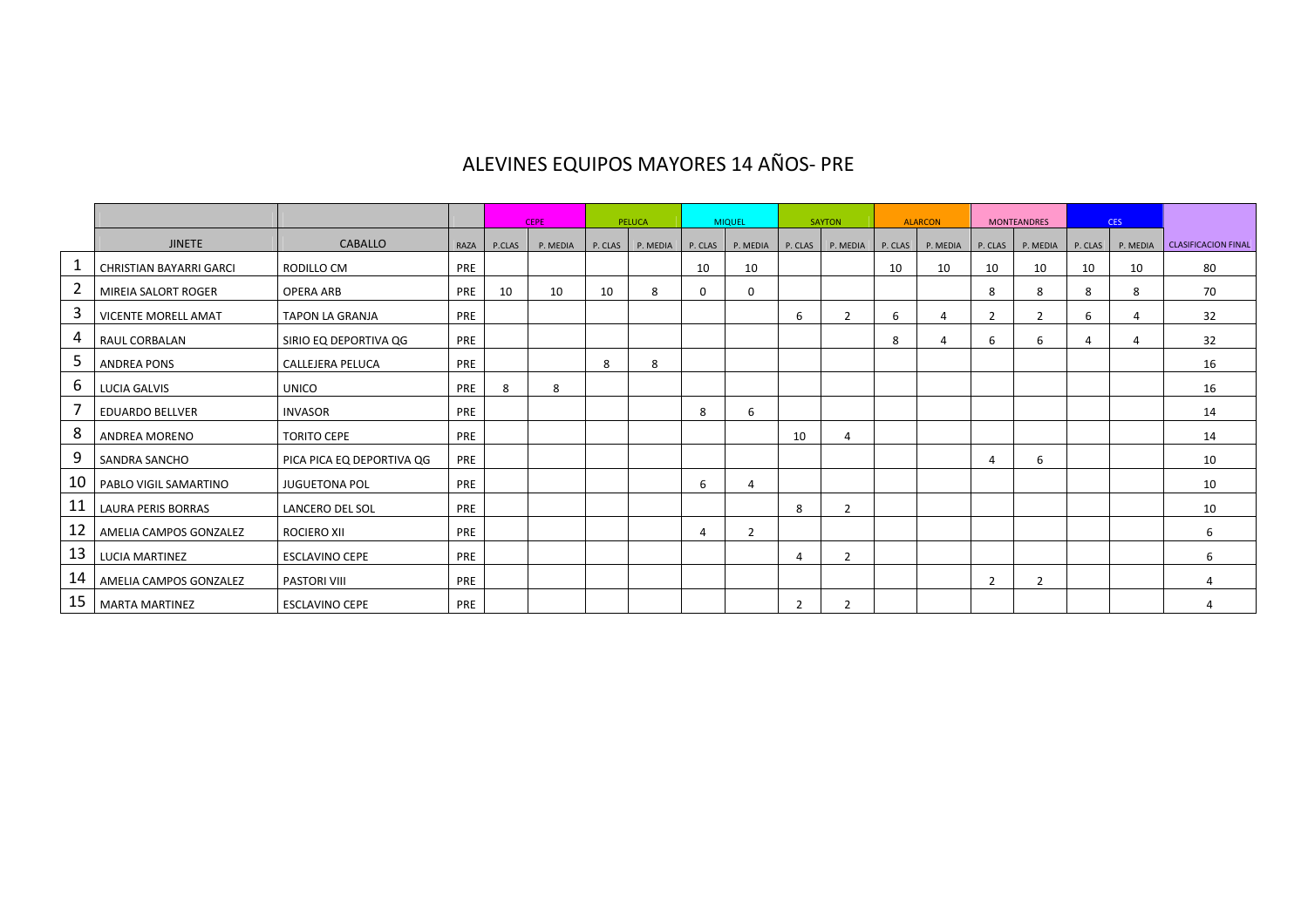# ALEVINES EQUIPOS MAYORES 14 AÑOS- PRE

| | | | | CEPE | | PELUCA | | MIQUEL | | SAYTON | | ALARCON | | MONTEANDRES | | CES | | |
|---|---|---|---|---|---|---|---|---|---|---|---|---|---|---|---|---|---|---|
| | JINETE | CABALLO | RAZA | P.CLAS | P. MEDIA | P. CLAS | P. MEDIA | P. CLAS | P. MEDIA | P. CLAS | P. MEDIA | P. CLAS | P. MEDIA | P. CLAS | P. MEDIA | P. CLAS | P. MEDIA | CLASIFICACION FINAL |
| 1 | CHRISTIAN BAYARRI GARCI | RODILLO CM | PRE | | | | | 10 | 10 | | | 10 | 10 | 10 | 10 | 10 | 10 | 80 |
| 2 | MIREIA SALORT ROGER | OPERA ARB | PRE | 10 | 10 | 10 | 8 | 0 | 0 | | | | | 8 | 8 | 8 | 8 | 70 |
| 3 | VICENTE MORELL AMAT | TAPON LA GRANJA | PRE | | | | | | | 6 | 2 | 6 | 4 | 2 | 2 | 6 | 4 | 32 |
| 4 | RAUL CORBALAN | SIRIO EQ DEPORTIVA QG | PRE | | | | | | | | | 8 | 4 | 6 | 6 | 4 | 4 | 32 |
| 5 | ANDREA PONS | CALLEJERA PELUCA | PRE | | | 8 | 8 | | | | | | | | | | | 16 |
| 6 | LUCIA GALVIS | UNICO | PRE | 8 | 8 | | | | | | | | | | | | | 16 |
| 7 | EDUARDO BELLVER | INVASOR | PRE | | | | | 8 | 6 | | | | | | | | | 14 |
| 8 | ANDREA MORENO | TORITO CEPE | PRE | | | | | | | 10 | 4 | | | | | | | 14 |
| 9 | SANDRA SANCHO | PICA PICA EQ DEPORTIVA QG | PRE | | | | | | | | | | | 4 | 6 | | | 10 |
| 10 | PABLO VIGIL SAMARTINO | JUGUETONA POL | PRE | | | | | 6 | 4 | | | | | | | | | 10 |
| 11 | LAURA PERIS BORRAS | LANCERO DEL SOL | PRE | | | | | | | 8 | 2 | | | | | | | 10 |
| 12 | AMELIA CAMPOS GONZALEZ | ROCIERO XII | PRE | | | | | 4 | 2 | | | | | | | | | 6 |
| 13 | LUCIA MARTINEZ | ESCLAVINO CEPE | PRE | | | | | | | 4 | 2 | | | | | | | 6 |
| 14 | AMELIA CAMPOS GONZALEZ | PASTORI VIII | PRE | | | | | | | | | | | 2 | 2 | | | 4 |
| 15 | MARTA MARTINEZ | ESCLAVINO CEPE | PRE | | | | | | | 2 | 2 | | | | | | | 4 |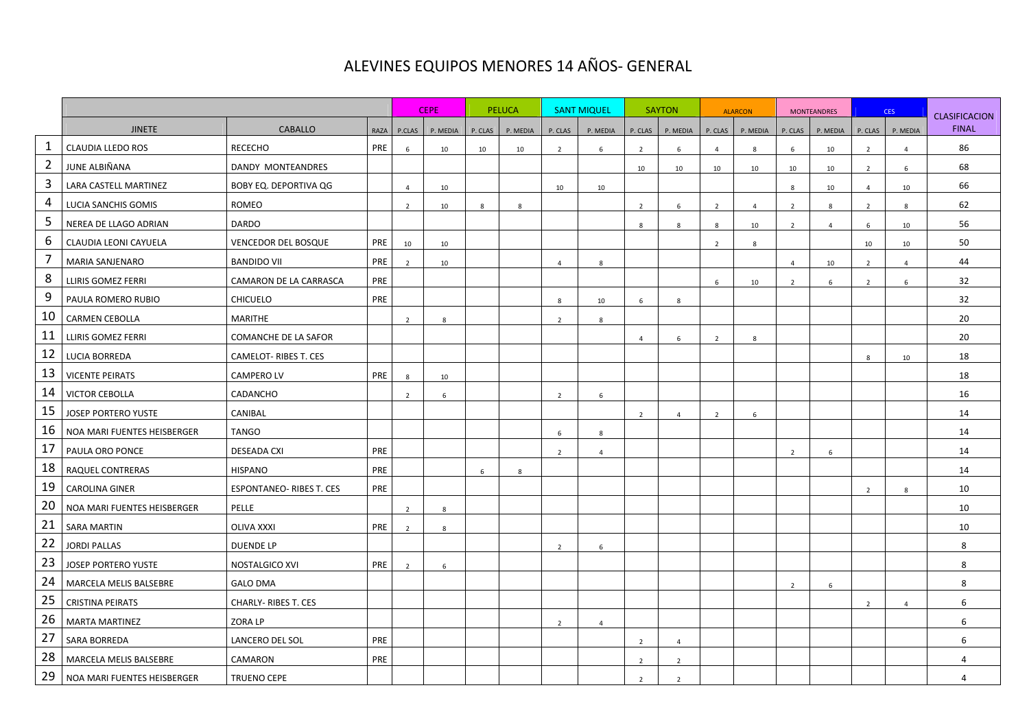# ALEVINES EQUIPOS MENORES 14 AÑOS- GENERAL

| | | | | CEPE | | PELUCA | | SANT MIQUEL | | SAYTON | | ALARCON | | MONTEANDRES | | CES | | CLASIFICACION FINAL |
|---|---|---|---|---|---|---|---|---|---|---|---|---|---|---|---|---|---|---|
| | JINETE | CABALLO | RAZA | P.CLAS | P. MEDIA | P. CLAS | P. MEDIA | P. CLAS | P. MEDIA | P. CLAS | P. MEDIA | P. CLAS | P. MEDIA | P. CLAS | P. MEDIA | P. CLAS | P. MEDIA | |
| 1 | CLAUDIA LLEDO ROS | RECECHO | PRE | 6 | 10 | 10 | 10 | 2 | 6 | 2 | 6 | 4 | 8 | 6 | 10 | 2 | 4 | 86 |
| 2 | JUNE ALBIÑANA | DANDY MONTEANDRES | | | | | | | | 10 | 10 | 10 | 10 | 10 | 10 | 2 | 6 | 68 |
| 3 | LARA CASTELL MARTINEZ | BOBY EQ. DEPORTIVA QG | | 4 | 10 | | | 10 | 10 | | | | | 8 | 10 | 4 | 10 | 66 |
| 4 | LUCIA SANCHIS GOMIS | ROMEO | | 2 | 10 | 8 | 8 | | | 2 | 6 | 2 | 4 | 2 | 8 | 2 | 8 | 62 |
| 5 | NEREA DE LLAGO ADRIAN | DARDO | | | | | | | | 8 | 8 | 8 | 10 | 2 | 4 | 6 | 10 | 56 |
| 6 | CLAUDIA LEONI CAYUELA | VENCEDOR DEL BOSQUE | PRE | 10 | 10 | | | | | | | 2 | 8 | | | 10 | 10 | 50 |
| 7 | MARIA SANJENARO | BANDIDO VII | PRE | 2 | 10 | | | 4 | 8 | | | | | 4 | 10 | 2 | 4 | 44 |
| 8 | LLIRIS GOMEZ FERRI | CAMARON DE LA CARRASCA | PRE | | | | | | | | | 6 | 10 | 2 | 6 | 2 | 6 | 32 |
| 9 | PAULA ROMERO RUBIO | CHICUELO | PRE | | | | | 8 | 10 | 6 | 8 | | | | | | | 32 |
| 10 | CARMEN CEBOLLA | MARITHE | | 2 | 8 | | | 2 | 8 | | | | | | | | | 20 |
| 11 | LLIRIS GOMEZ FERRI | COMANCHE DE LA SAFOR | | | | | | | | 4 | 6 | 2 | 8 | | | | | 20 |
| 12 | LUCIA BORREDA | CAMELOT- RIBES T. CES | | | | | | | | | | | | | | 8 | 10 | 18 |
| 13 | VICENTE PEIRATS | CAMPERO LV | PRE | 8 | 10 | | | | | | | | | | | | | 18 |
| 14 | VICTOR CEBOLLA | CADANCHO | | 2 | 6 | | | 2 | 6 | | | | | | | | | 16 |
| 15 | JOSEP PORTERO YUSTE | CANIBAL | | | | | | | | 2 | 4 | 2 | 6 | | | | | 14 |
| 16 | NOA MARI FUENTES HEISBERGER | TANGO | | | | | | 6 | 8 | | | | | | | | | 14 |
| 17 | PAULA ORO PONCE | DESEADA CXI | PRE | | | | | 2 | 4 | | | | | 2 | 6 | | | 14 |
| 18 | RAQUEL CONTRERAS | HISPANO | PRE | | | 6 | 8 | | | | | | | | | | | 14 |
| 19 | CAROLINA GINER | ESPONTANEO- RIBES T. CES | PRE | | | | | | | | | | | | | 2 | 8 | 10 |
| 20 | NOA MARI FUENTES HEISBERGER | PELLE | | 2 | 8 | | | | | | | | | | | | | 10 |
| 21 | SARA MARTIN | OLIVA XXXI | PRE | 2 | 8 | | | | | | | | | | | | | 10 |
| 22 | JORDI PALLAS | DUENDE LP | | | | | | 2 | 6 | | | | | | | | | 8 |
| 23 | JOSEP PORTERO YUSTE | NOSTALGICO XVI | PRE | 2 | 6 | | | | | | | | | | | | | 8 |
| 24 | MARCELA MELIS BALSEBRE | GALO DMA | | | | | | | | | | | | 2 | 6 | | | 8 |
| 25 | CRISTINA PEIRATS | CHARLY- RIBES T. CES | | | | | | | | | | | | | | 2 | 4 | 6 |
| 26 | MARTA MARTINEZ | ZORA LP | | | | | | 2 | 4 | | | | | | | | | 6 |
| 27 | SARA BORREDA | LANCERO DEL SOL | PRE | | | | | | | 2 | 4 | | | | | | | 6 |
| 28 | MARCELA MELIS BALSEBRE | CAMARON | PRE | | | | | | | 2 | 2 | | | | | | | 4 |
| 29 | NOA MARI FUENTES HEISBERGER | TRUENO CEPE | | | | | | | | 2 | 2 | | | | | | | 4 |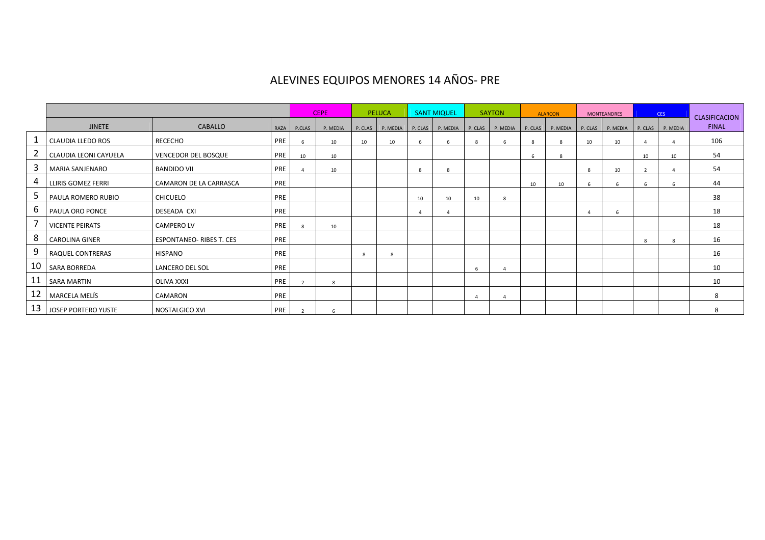# ALEVINES EQUIPOS MENORES 14 AÑOS- PRE

| | | | | CEPE | | PELUCA | | SANT MIQUEL | | SAYTON | | ALARCON | | MONTEANDRES | | CES | | CLASIFICACION FINAL |
|---|---|---|---|---|---|---|---|---|---|---|---|---|---|---|---|---|---|---|
| | JINETE | CABALLO | RAZA | P.CLAS | P. MEDIA | P. CLAS | P. MEDIA | P. CLAS | P. MEDIA | P. CLAS | P. MEDIA | P. CLAS | P. MEDIA | P. CLAS | P. MEDIA | P. CLAS | P. MEDIA | |
| 1 | CLAUDIA LLEDO ROS | RECECHO | PRE | 6 | 10 | 10 | 10 | 6 | 6 | 8 | 6 | 8 | 8 | 10 | 10 | 4 | 4 | 106 |
| 2 | CLAUDIA LEONI CAYUELA | VENCEDOR DEL BOSQUE | PRE | 10 | 10 | | | | | | | 6 | 8 | | | 10 | 10 | 54 |
| 3 | MARIA SANJENARO | BANDIDO VII | PRE | 4 | 10 | | | 8 | 8 | | | | | 8 | 10 | 2 | 4 | 54 |
| 4 | LLIRIS GOMEZ FERRI | CAMARON DE LA CARRASCA | PRE | | | | | | | | | 10 | 10 | 6 | 6 | 6 | 6 | 44 |
| 5 | PAULA ROMERO RUBIO | CHICUELO | PRE | | | | | 10 | 10 | 10 | 8 | | | | | | | 38 |
| 6 | PAULA ORO PONCE | DESEADA CXI | PRE | | | | | 4 | 4 | | | | | 4 | 6 | | | 18 |
| 7 | VICENTE PEIRATS | CAMPERO LV | PRE | 8 | 10 | | | | | | | | | | | | | 18 |
| 8 | CAROLINA GINER | ESPONTANEO- RIBES T. CES | PRE | | | | | | | | | | | | | 8 | 8 | 16 |
| 9 | RAQUEL CONTRERAS | HISPANO | PRE | | | 8 | 8 | | | | | | | | | | | 16 |
| 10 | SARA BORREDA | LANCERO DEL SOL | PRE | | | | | | | 6 | 4 | | | | | | | 10 |
| 11 | SARA MARTIN | OLIVA XXXI | PRE | 2 | 8 | | | | | | | | | | | | | 10 |
| 12 | MARCELA MELÍS | CAMARON | PRE | | | | | | | 4 | 4 | | | | | | | 8 |
| 13 | JOSEP PORTERO YUSTE | NOSTALGICO XVI | PRE | 2 | 6 | | | | | | | | | | | | | 8 |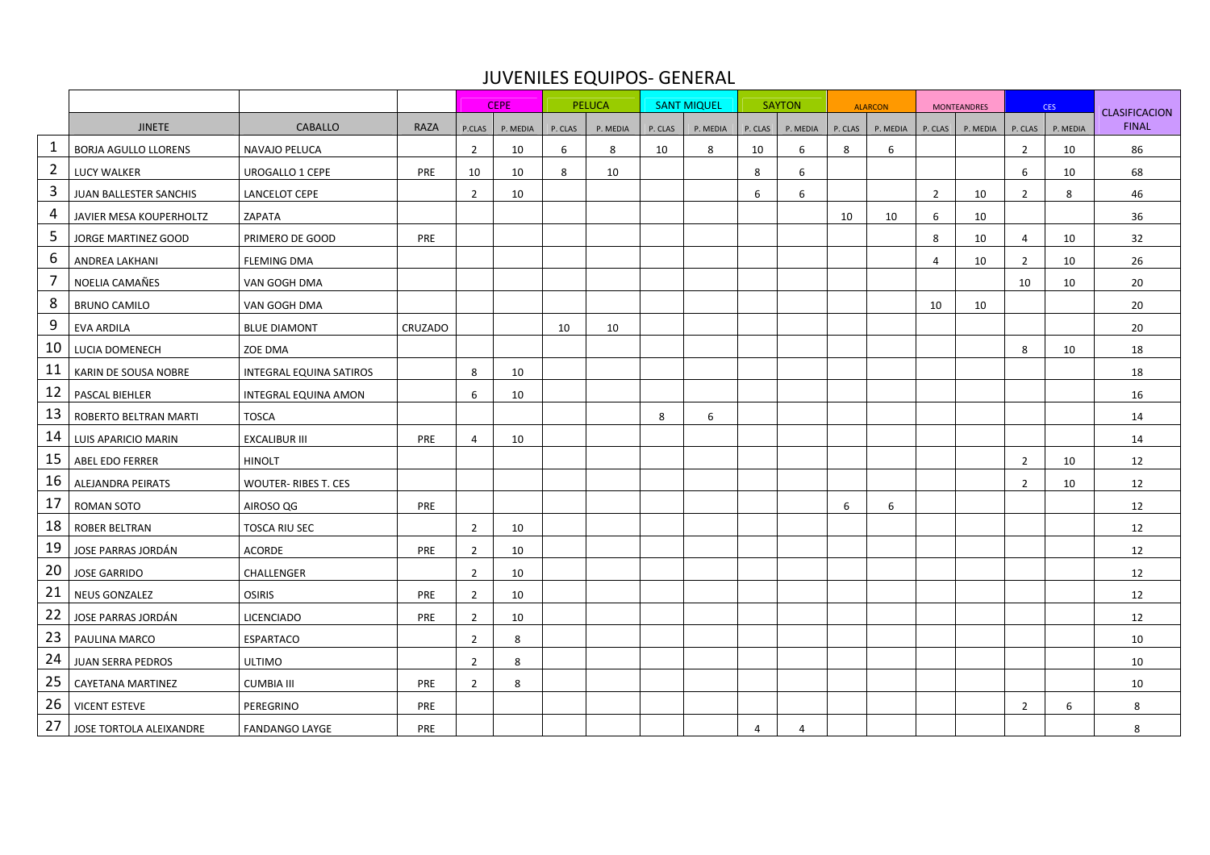# JUVENILES EQUIPOS- GENERAL

| | | | | CEPE | | PELUCA | | SANT MIQUEL | | SAYTON | | ALARCON | | MONTEANDRES | | CES | | CLASIFICACION FINAL |
|---|---|---|---|---|---|---|---|---|---|---|---|---|---|---|---|---|---|---|
| | JINETE | CABALLO | RAZA | P.CLAS | P. MEDIA | P. CLAS | P. MEDIA | P. CLAS | P. MEDIA | P. CLAS | P. MEDIA | P. CLAS | P. MEDIA | P. CLAS | P. MEDIA | P. CLAS | P. MEDIA | |
| 1 | BORJA AGULLO LLORENS | NAVAJO PELUCA | | 2 | 10 | 6 | 8 | 10 | 8 | 10 | 6 | 8 | 6 | | | 2 | 10 | 86 |
| 2 | LUCY WALKER | UROGALLO 1 CEPE | PRE | 10 | 10 | 8 | 10 | | | 8 | 6 | | | | | 6 | 10 | 68 |
| 3 | JUAN BALLESTER SANCHIS | LANCELOT CEPE | | 2 | 10 | | | | | 6 | 6 | | | 2 | 10 | 2 | 8 | 46 |
| 4 | JAVIER MESA KOUPERHOLTZ | ZAPATA | | | | | | | | | | 10 | 10 | 6 | 10 | | | 36 |
| 5 | JORGE MARTINEZ GOOD | PRIMERO DE GOOD | PRE | | | | | | | | | | | 8 | 10 | 4 | 10 | 32 |
| 6 | ANDREA LAKHANI | FLEMING DMA | | | | | | | | | | | | 4 | 10 | 2 | 10 | 26 |
| 7 | NOELIA CAMAÑES | VAN GOGH DMA | | | | | | | | | | | | | | 10 | 10 | 20 |
| 8 | BRUNO CAMILO | VAN GOGH DMA | | | | | | | | | | | | 10 | 10 | | | 20 |
| 9 | EVA ARDILA | BLUE DIAMONT | CRUZADO | | | 10 | 10 | | | | | | | | | | | 20 |
| 10 | LUCIA DOMENECH | ZOE DMA | | | | | | | | | | | | | | 8 | 10 | 18 |
| 11 | KARIN DE SOUSA NOBRE | INTEGRAL EQUINA SATIROS | | 8 | 10 | | | | | | | | | | | | | 18 |
| 12 | PASCAL BIEHLER | INTEGRAL EQUINA AMON | | 6 | 10 | | | | | | | | | | | | | 16 |
| 13 | ROBERTO BELTRAN MARTI | TOSCA | | | | | | 8 | 6 | | | | | | | | | 14 |
| 14 | LUIS APARICIO MARIN | EXCALIBUR III | PRE | 4 | 10 | | | | | | | | | | | | | 14 |
| 15 | ABEL EDO FERRER | HINOLT | | | | | | | | | | | | | | 2 | 10 | 12 |
| 16 | ALEJANDRA PEIRATS | WOUTER- RIBES T. CES | | | | | | | | | | | | | | 2 | 10 | 12 |
| 17 | ROMAN SOTO | AIROSO QG | PRE | | | | | | | | | 6 | 6 | | | | | 12 |
| 18 | ROBER BELTRAN | TOSCA RIU SEC | | 2 | 10 | | | | | | | | | | | | | 12 |
| 19 | JOSE PARRAS JORDÁN | ACORDE | PRE | 2 | 10 | | | | | | | | | | | | | 12 |
| 20 | JOSE GARRIDO | CHALLENGER | | 2 | 10 | | | | | | | | | | | | | 12 |
| 21 | NEUS GONZALEZ | OSIRIS | PRE | 2 | 10 | | | | | | | | | | | | | 12 |
| 22 | JOSE PARRAS JORDÁN | LICENCIADO | PRE | 2 | 10 | | | | | | | | | | | | | 12 |
| 23 | PAULINA MARCO | ESPARTACO | | 2 | 8 | | | | | | | | | | | | | 10 |
| 24 | JUAN SERRA PEDROS | ULTIMO | | 2 | 8 | | | | | | | | | | | | | 10 |
| 25 | CAYETANA MARTINEZ | CUMBIA III | PRE | 2 | 8 | | | | | | | | | | | | | 10 |
| 26 | VICENT ESTEVE | PEREGRINO | PRE | | | | | | | | | | | | | 2 | 6 | 8 |
| 27 | JOSE TORTOLA ALEIXANDRE | FANDANGO LAYGE | PRE | | | | | | | 4 | 4 | | | | | | | 8 |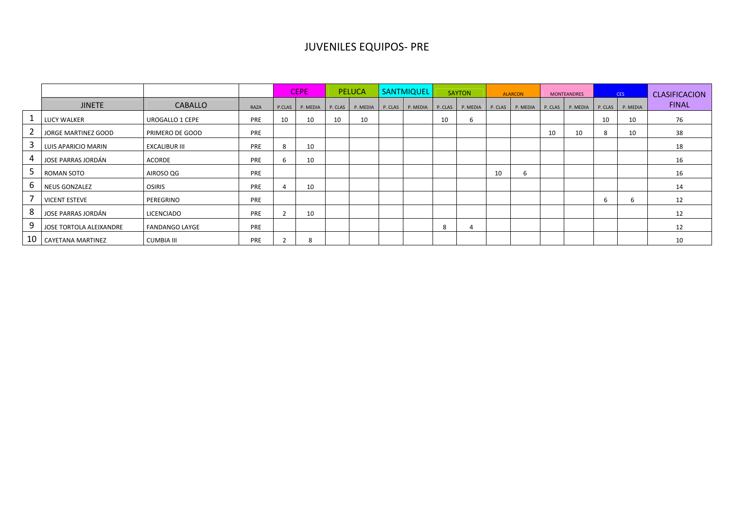# JUVENILES EQUIPOS- PRE

| | | | | CEPE | | PELUCA | | SANTMIQUEL | | SAYTON | | ALARCON | | MONTEANDRES | | CES | | CLASIFICACION FINAL |
|---|---|---|---|---|---|---|---|---|---|---|---|---|---|---|---|---|---|---|
| | JINETE | CABALLO | RAZA | P.CLAS | P. MEDIA | P. CLAS | P. MEDIA | P. CLAS | P. MEDIA | P. CLAS | P. MEDIA | P. CLAS | P. MEDIA | P. CLAS | P. MEDIA | P. CLAS | P. MEDIA | |
| 1 | LUCY WALKER | UROGALLO 1 CEPE | PRE | 10 | 10 | 10 | 10 | | | 10 | 6 | | | | | 10 | 10 | 76 |
| 2 | JORGE MARTINEZ GOOD | PRIMERO DE GOOD | PRE | | | | | | | | | | | 10 | 10 | 8 | 10 | 38 |
| 3 | LUIS APARICIO MARIN | EXCALIBUR III | PRE | 8 | 10 | | | | | | | | | | | | | 18 |
| 4 | JOSE PARRAS JORDÁN | ACORDE | PRE | 6 | 10 | | | | | | | | | | | | | 16 |
| 5 | ROMAN SOTO | AIROSO QG | PRE | | | | | | | | | 10 | 6 | | | | | 16 |
| 6 | NEUS GONZALEZ | OSIRIS | PRE | 4 | 10 | | | | | | | | | | | | | 14 |
| 7 | VICENT ESTEVE | PEREGRINO | PRE | | | | | | | | | | | | | 6 | 6 | 12 |
| 8 | JOSE PARRAS JORDÁN | LICENCIADO | PRE | 2 | 10 | | | | | | | | | | | | | 12 |
| 9 | JOSE TORTOLA ALEIXANDRE | FANDANGO LAYGE | PRE | | | | | | | 8 | 4 | | | | | | | 12 |
| 10 | CAYETANA MARTINEZ | CUMBIA III | PRE | 2 | 8 | | | | | | | | | | | | | 10 |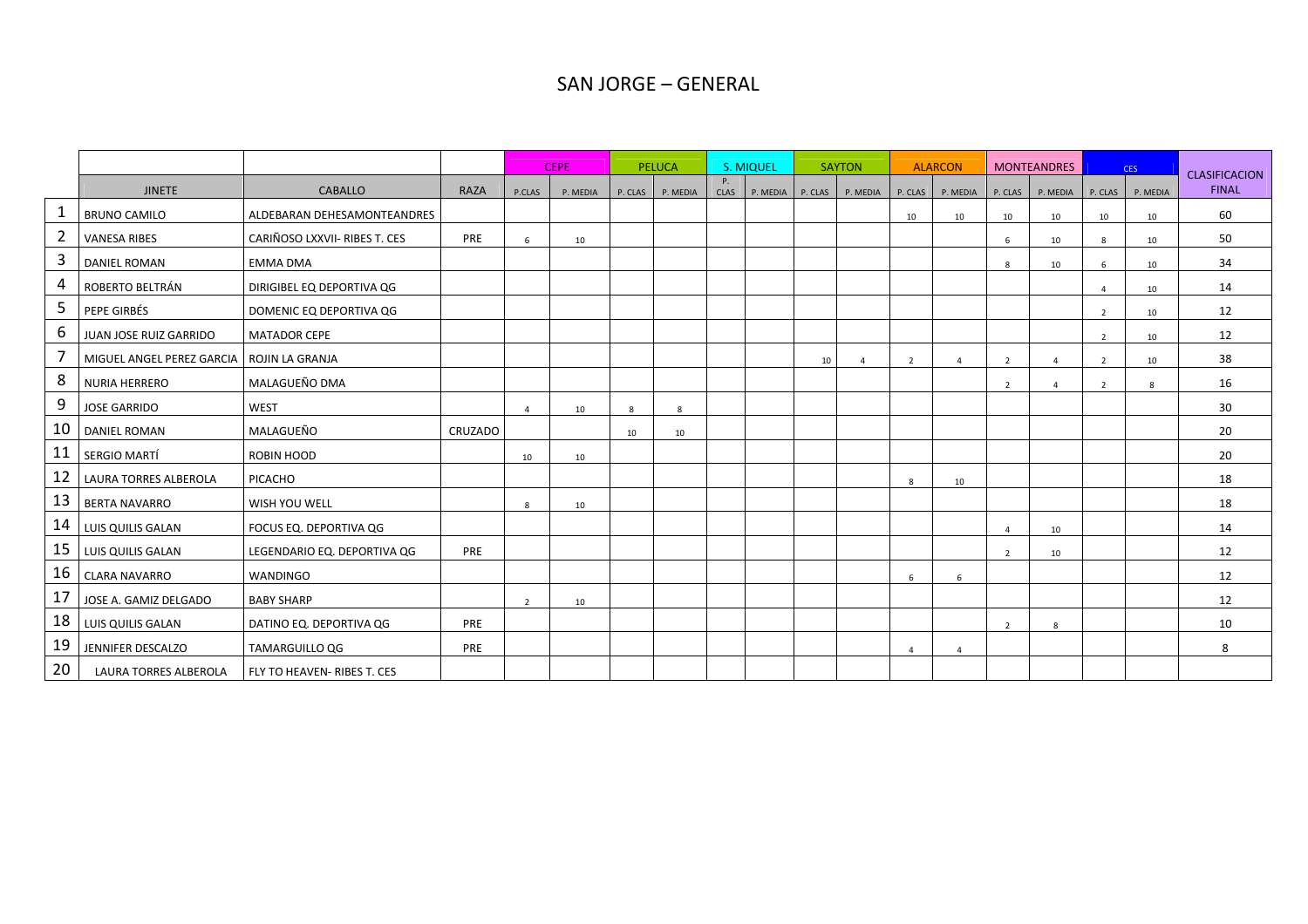# SAN JORGE – GENERAL

| | | | | CEPE | | PELUCA | | S. MIQUEL | | SAYTON | | ALARCON | | MONTEANDRES | | CES | | CLASIFICACION FINAL |
|---|---|---|---|---|---|---|---|---|---|---|---|---|---|---|---|---|---|---|
| | JINETE | CABALLO | RAZA | P.CLAS | P. MEDIA | P. CLAS | P. MEDIA | P. CLAS | P. MEDIA | P. CLAS | P. MEDIA | P. CLAS | P. MEDIA | P. CLAS | P. MEDIA | P. CLAS | P. MEDIA | |
| 1 | BRUNO CAMILO | ALDEBARAN DEHESAMONTEANDRES | | | | | | | | | | 10 | 10 | 10 | 10 | 10 | 10 | 60 |
| 2 | VANESA RIBES | CARIÑOSO LXXVII- RIBES T. CES | PRE | 6 | 10 | | | | | | | | | 6 | 10 | 8 | 10 | 50 |
| 3 | DANIEL ROMAN | EMMA DMA | | | | | | | | | | | | 8 | 10 | 6 | 10 | 34 |
| 4 | ROBERTO BELTRÁN | DIRIGIBEL EQ DEPORTIVA QG | | | | | | | | | | | | | | 4 | 10 | 14 |
| 5 | PEPE GIRBÉS | DOMENIC EQ DEPORTIVA QG | | | | | | | | | | | | | | 2 | 10 | 12 |
| 6 | JUAN JOSE RUIZ GARRIDO | MATADOR CEPE | | | | | | | | | | | | | | 2 | 10 | 12 |
| 7 | MIGUEL ANGEL PEREZ GARCIA | ROJIN LA GRANJA | | | | | | | | 10 | 4 | 2 | 4 | 2 | 4 | 2 | 10 | 38 |
| 8 | NURIA HERRERO | MALAGUEÑO DMA | | | | | | | | | | | | 2 | 4 | 2 | 8 | 16 |
| 9 | JOSE GARRIDO | WEST | | 4 | 10 | 8 | 8 | | | | | | | | | | | 30 |
| 10 | DANIEL ROMAN | MALAGUEÑO | CRUZADO | | | 10 | 10 | | | | | | | | | | | 20 |
| 11 | SERGIO MARTÍ | ROBIN HOOD | | 10 | 10 | | | | | | | | | | | | | 20 |
| 12 | LAURA TORRES ALBEROLA | PICACHO | | | | | | | | | | 8 | 10 | | | | | 18 |
| 13 | BERTA NAVARRO | WISH YOU WELL | | 8 | 10 | | | | | | | | | | | | | 18 |
| 14 | LUIS QUILIS GALAN | FOCUS EQ. DEPORTIVA QG | | | | | | | | | | | | 4 | 10 | | | 14 |
| 15 | LUIS QUILIS GALAN | LEGENDARIO EQ. DEPORTIVA QG | PRE | | | | | | | | | | | 2 | 10 | | | 12 |
| 16 | CLARA NAVARRO | WANDINGO | | | | | | | | | | 6 | 6 | | | | | 12 |
| 17 | JOSE A. GAMIZ DELGADO | BABY SHARP | | 2 | 10 | | | | | | | | | | | | | 12 |
| 18 | LUIS QUILIS GALAN | DATINO EQ. DEPORTIVA QG | PRE | | | | | | | | | | | 2 | 8 | | | 10 |
| 19 | JENNIFER DESCALZO | TAMARGUILLO QG | PRE | | | | | | | | | 4 | 4 | | | | | 8 |
| 20 | LAURA TORRES ALBEROLA | FLY TO HEAVEN- RIBES T. CES | | | | | | | | | | | | | | | | |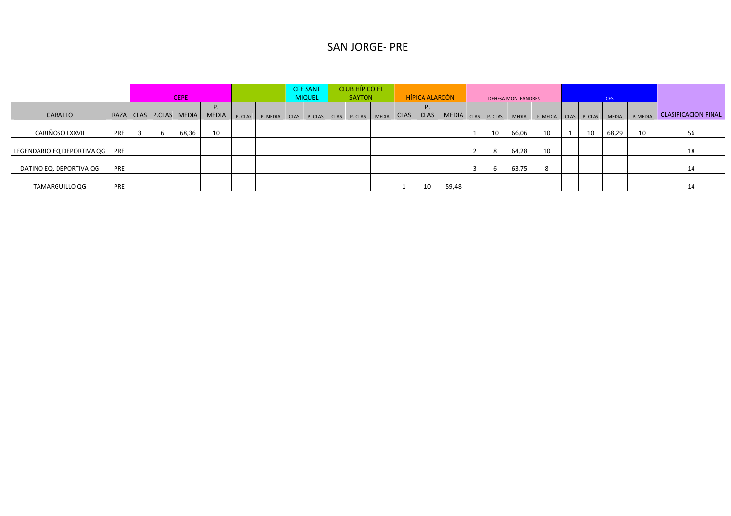# SAN JORGE- PRE

| | | CEPE | | | | | | CFE SANT MIQUEL | | CLUB HÍPICO EL SAYTON | | | HÍPICA ALARCÓN | | | DEHESA MONTEANDRES | | | | CES | | | | |
|---|---|---|---|---|---|---|---|---|---|---|---|---|---|---|---|---|---|---|---|---|---|---|---|---|
| CABALLO | RAZA | CLAS | P.CLAS | MEDIA | P. MEDIA | P. CLAS | P. MEDIA | CLAS | P. CLAS | CLAS | P. CLAS | MEDIA | CLAS | P. CLAS | MEDIA | CLAS | P. CLAS | MEDIA | P. MEDIA | CLAS | P. CLAS | MEDIA | P. MEDIA | CLASIFICACION FINAL |
| CARIÑOSO LXXVII | PRE | 3 | 6 | 68,36 | 10 | | | | | | | | | | | 1 | 10 | 66,06 | 10 | 1 | 10 | 68,29 | 10 | 56 |
| LEGENDARIO EQ DEPORTIVA QG | PRE | | | | | | | | | | | | | | | 2 | 8 | 64,28 | 10 | | | | | 18 |
| DATINO EQ. DEPORTIVA QG | PRE | | | | | | | | | | | | | | | 3 | 6 | 63,75 | 8 | | | | | 14 |
| TAMARGUILLO QG | PRE | | | | | | | | | | | | 1 | 10 | 59,48 | | | | | | | | | 14 |